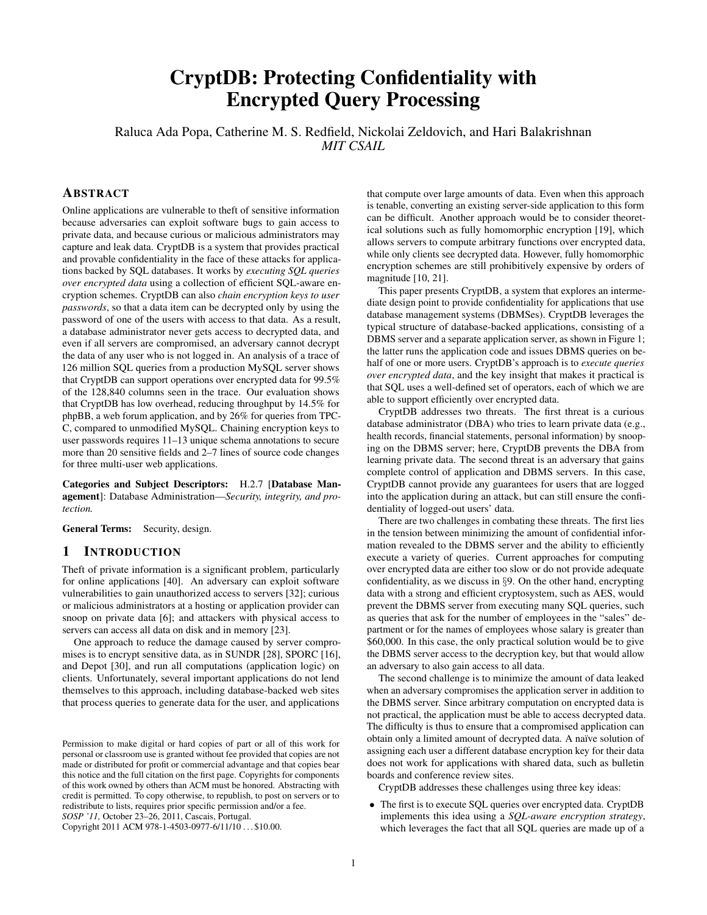# CryptDB: Protecting Confidentiality with Encrypted Query Processing

Raluca Ada Popa, Catherine M. S. Redfield, Nickolai Zeldovich, and Hari Balakrishnan
*MIT CSAIL*

## ABSTRACT

Online applications are vulnerable to theft of sensitive information because adversaries can exploit software bugs to gain access to private data, and because curious or malicious administrators may capture and leak data. CryptDB is a system that provides practical and provable confidentiality in the face of these attacks for applications backed by SQL databases. It works by *executing SQL queries over encrypted data* using a collection of efficient SQL-aware encryption schemes. CryptDB can also *chain encryption keys to user passwords*, so that a data item can be decrypted only by using the password of one of the users with access to that data. As a result, a database administrator never gets access to decrypted data, and even if all servers are compromised, an adversary cannot decrypt the data of any user who is not logged in. An analysis of a trace of 126 million SQL queries from a production MySQL server shows that CryptDB can support operations over encrypted data for 99.5% of the 128,840 columns seen in the trace. Our evaluation shows that CryptDB has low overhead, reducing throughput by 14.5% for phpBB, a web forum application, and by 26% for queries from TPC-C, compared to unmodified MySQL. Chaining encryption keys to user passwords requires 11–13 unique schema annotations to secure more than 20 sensitive fields and 2–7 lines of source code changes for three multi-user web applications.

**Categories and Subject Descriptors:** H.2.7 [**Database Management**]: Database Administration—*Security, integrity, and protection.*

**General Terms:** Security, design.

## 1 INTRODUCTION

Theft of private information is a significant problem, particularly for online applications [40]. An adversary can exploit software vulnerabilities to gain unauthorized access to servers [32]; curious or malicious administrators at a hosting or application provider can snoop on private data [6]; and attackers with physical access to servers can access all data on disk and in memory [23].

One approach to reduce the damage caused by server compromises is to encrypt sensitive data, as in SUNDR [28], SPORC [16], and Depot [30], and run all computations (application logic) on clients. Unfortunately, several important applications do not lend themselves to this approach, including database-backed web sites that process queries to generate data for the user, and applications that compute over large amounts of data. Even when this approach is tenable, converting an existing server-side application to this form can be difficult. Another approach would be to consider theoretical solutions such as fully homomorphic encryption [19], which allows servers to compute arbitrary functions over encrypted data, while only clients see decrypted data. However, fully homomorphic encryption schemes are still prohibitively expensive by orders of magnitude [10, 21].

This paper presents CryptDB, a system that explores an intermediate design point to provide confidentiality for applications that use database management systems (DBMSes). CryptDB leverages the typical structure of database-backed applications, consisting of a DBMS server and a separate application server, as shown in Figure 1; the latter runs the application code and issues DBMS queries on behalf of one or more users. CryptDB's approach is to *execute queries over encrypted data*, and the key insight that makes it practical is that SQL uses a well-defined set of operators, each of which we are able to support efficiently over encrypted data.

CryptDB addresses two threats. The first threat is a curious database administrator (DBA) who tries to learn private data (e.g., health records, financial statements, personal information) by snooping on the DBMS server; here, CryptDB prevents the DBA from learning private data. The second threat is an adversary that gains complete control of application and DBMS servers. In this case, CryptDB cannot provide any guarantees for users that are logged into the application during an attack, but can still ensure the confidentiality of logged-out users' data.

There are two challenges in combating these threats. The first lies in the tension between minimizing the amount of confidential information revealed to the DBMS server and the ability to efficiently execute a variety of queries. Current approaches for computing over encrypted data are either too slow or do not provide adequate confidentiality, as we discuss in §9. On the other hand, encrypting data with a strong and efficient cryptosystem, such as AES, would prevent the DBMS server from executing many SQL queries, such as queries that ask for the number of employees in the "sales" department or for the names of employees whose salary is greater than $60,000. In this case, the only practical solution would be to give the DBMS server access to the decryption key, but that would allow an adversary to also gain access to all data.

The second challenge is to minimize the amount of data leaked when an adversary compromises the application server in addition to the DBMS server. Since arbitrary computation on encrypted data is not practical, the application must be able to access decrypted data. The difficulty is thus to ensure that a compromised application can obtain only a limited amount of decrypted data. A naïve solution of assigning each user a different database encryption key for their data does not work for applications with shared data, such as bulletin boards and conference review sites.

CryptDB addresses these challenges using three key ideas:

- The first is to execute SQL queries over encrypted data. CryptDB implements this idea using a *SQL-aware encryption strategy*, which leverages the fact that all SQL queries are made up of a

Permission to make digital or hard copies of part or all of this work for personal or classroom use is granted without fee provided that copies are not made or distributed for profit or commercial advantage and that copies bear this notice and the full citation on the first page. Copyrights for components of this work owned by others than ACM must be honored. Abstracting with credit is permitted. To copy otherwise, to republish, to post on servers or to redistribute to lists, requires prior specific permission and/or a fee.
*SOSP '11,* October 23–26, 2011, Cascais, Portugal.
Copyright 2011 ACM 978-1-4503-0977-6/11/10 ... $10.00.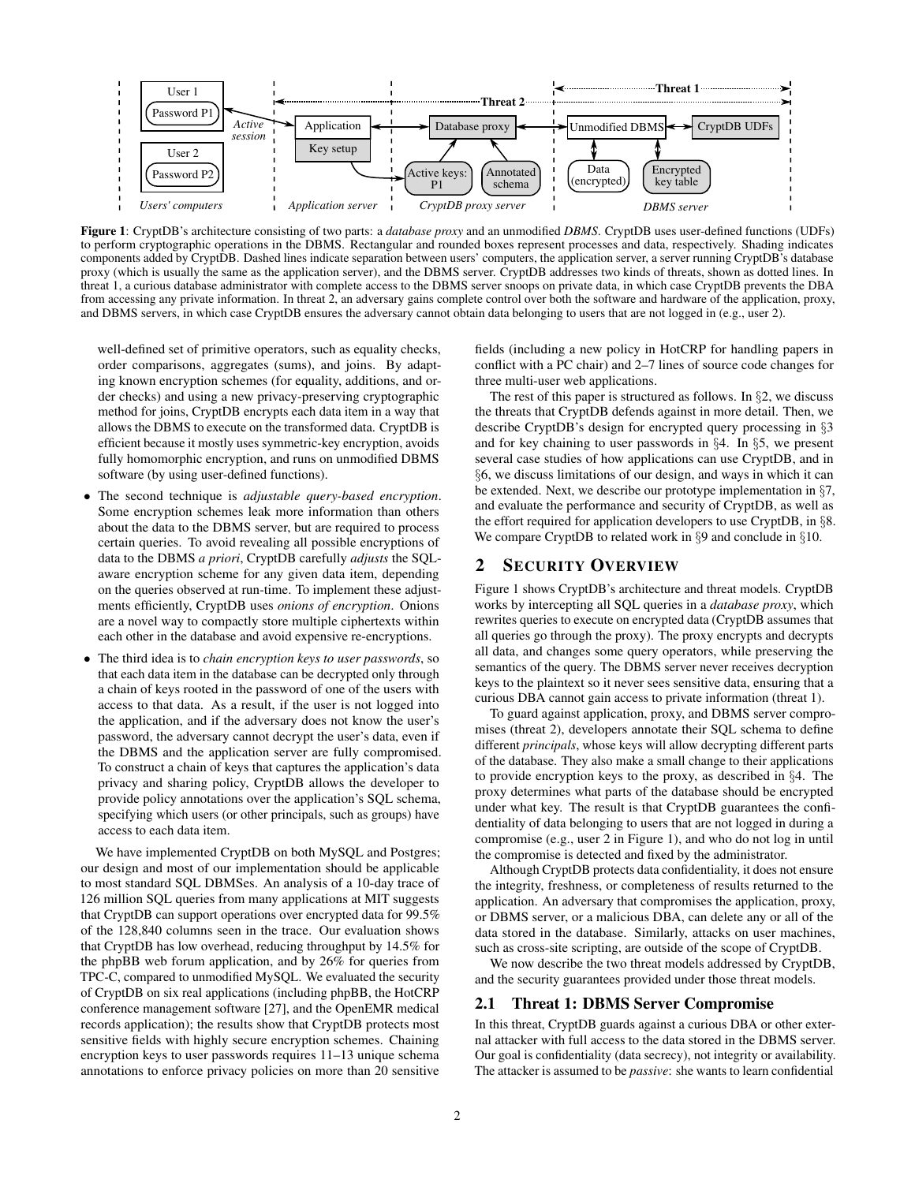User 1

Password P1

Active session

User 2

Password P2

Users' computers

Application

Key setup

Application server

Threat 2

Database proxy

Active keys: P1

Annotated schema

CryptDB proxy server

Threat 1

Unmodified DBMS

CryptDB UDFs

Data (encrypted)

Encrypted key table

DBMS server

**Figure 1**: CryptDB's architecture consisting of two parts: a *database proxy* and an unmodified *DBMS*. CryptDB uses user-defined functions (UDFs) to perform cryptographic operations in the DBMS. Rectangular and rounded boxes represent processes and data, respectively. Shading indicates components added by CryptDB. Dashed lines indicate separation between users' computers, the application server, a server running CryptDB's database proxy (which is usually the same as the application server), and the DBMS server. CryptDB addresses two kinds of threats, shown as dotted lines. In threat 1, a curious database administrator with complete access to the DBMS server snoops on private data, in which case CryptDB prevents the DBA from accessing any private information. In threat 2, an adversary gains complete control over both the software and hardware of the application, proxy, and DBMS servers, in which case CryptDB ensures the adversary cannot obtain data belonging to users that are not logged in (e.g., user 2).

well-defined set of primitive operators, such as equality checks, order comparisons, aggregates (sums), and joins. By adapting known encryption schemes (for equality, additions, and order checks) and using a new privacy-preserving cryptographic method for joins, CryptDB encrypts each data item in a way that allows the DBMS to execute on the transformed data. CryptDB is efficient because it mostly uses symmetric-key encryption, avoids fully homomorphic encryption, and runs on unmodified DBMS software (by using user-defined functions).

- The second technique is *adjustable query-based encryption*. Some encryption schemes leak more information than others about the data to the DBMS server, but are required to process certain queries. To avoid revealing all possible encryptions of data to the DBMS *a priori*, CryptDB carefully *adjusts* the SQL-aware encryption scheme for any given data item, depending on the queries observed at run-time. To implement these adjustments efficiently, CryptDB uses *onions of encryption*. Onions are a novel way to compactly store multiple ciphertexts within each other in the database and avoid expensive re-encryptions.
- The third idea is to *chain encryption keys to user passwords*, so that each data item in the database can be decrypted only through a chain of keys rooted in the password of one of the users with access to that data. As a result, if the user is not logged into the application, and if the adversary does not know the user's password, the adversary cannot decrypt the user's data, even if the DBMS and the application server are fully compromised. To construct a chain of keys that captures the application's data privacy and sharing policy, CryptDB allows the developer to provide policy annotations over the application's SQL schema, specifying which users (or other principals, such as groups) have access to each data item.

We have implemented CryptDB on both MySQL and Postgres; our design and most of our implementation should be applicable to most standard SQL DBMSes. An analysis of a 10-day trace of 126 million SQL queries from many applications at MIT suggests that CryptDB can support operations over encrypted data for 99.5% of the 128,840 columns seen in the trace. Our evaluation shows that CryptDB has low overhead, reducing throughput by 14.5% for the phpBB web forum application, and by 26% for queries from TPC-C, compared to unmodified MySQL. We evaluated the security of CryptDB on six real applications (including phpBB, the HotCRP conference management software [27], and the OpenEMR medical records application); the results show that CryptDB protects most sensitive fields with highly secure encryption schemes. Chaining encryption keys to user passwords requires 11–13 unique schema annotations to enforce privacy policies on more than 20 sensitive fields (including a new policy in HotCRP for handling papers in conflict with a PC chair) and 2–7 lines of source code changes for three multi-user web applications.

The rest of this paper is structured as follows. In §2, we discuss the threats that CryptDB defends against in more detail. Then, we describe CryptDB's design for encrypted query processing in §3 and for key chaining to user passwords in §4. In §5, we present several case studies of how applications can use CryptDB, and in §6, we discuss limitations of our design, and ways in which it can be extended. Next, we describe our prototype implementation in §7, and evaluate the performance and security of CryptDB, as well as the effort required for application developers to use CryptDB, in §8. We compare CryptDB to related work in §9 and conclude in §10.

## 2 Security Overview

Figure 1 shows CryptDB's architecture and threat models. CryptDB works by intercepting all SQL queries in a *database proxy*, which rewrites queries to execute on encrypted data (CryptDB assumes that all queries go through the proxy). The proxy encrypts and decrypts all data, and changes some query operators, while preserving the semantics of the query. The DBMS server never receives decryption keys to the plaintext so it never sees sensitive data, ensuring that a curious DBA cannot gain access to private information (threat 1).

To guard against application, proxy, and DBMS server compromises (threat 2), developers annotate their SQL schema to define different *principals*, whose keys will allow decrypting different parts of the database. They also make a small change to their applications to provide encryption keys to the proxy, as described in §4. The proxy determines what parts of the database should be encrypted under what key. The result is that CryptDB guarantees the confidentiality of data belonging to users that are not logged in during a compromise (e.g., user 2 in Figure 1), and who do not log in until the compromise is detected and fixed by the administrator.

Although CryptDB protects data confidentiality, it does not ensure the integrity, freshness, or completeness of results returned to the application. An adversary that compromises the application, proxy, or DBMS server, or a malicious DBA, can delete any or all of the data stored in the database. Similarly, attacks on user machines, such as cross-site scripting, are outside of the scope of CryptDB.

We now describe the two threat models addressed by CryptDB, and the security guarantees provided under those threat models.

### 2.1 Threat 1: DBMS Server Compromise

In this threat, CryptDB guards against a curious DBA or other external attacker with full access to the data stored in the DBMS server. Our goal is confidentiality (data secrecy), not integrity or availability. The attacker is assumed to be *passive*: she wants to learn confidential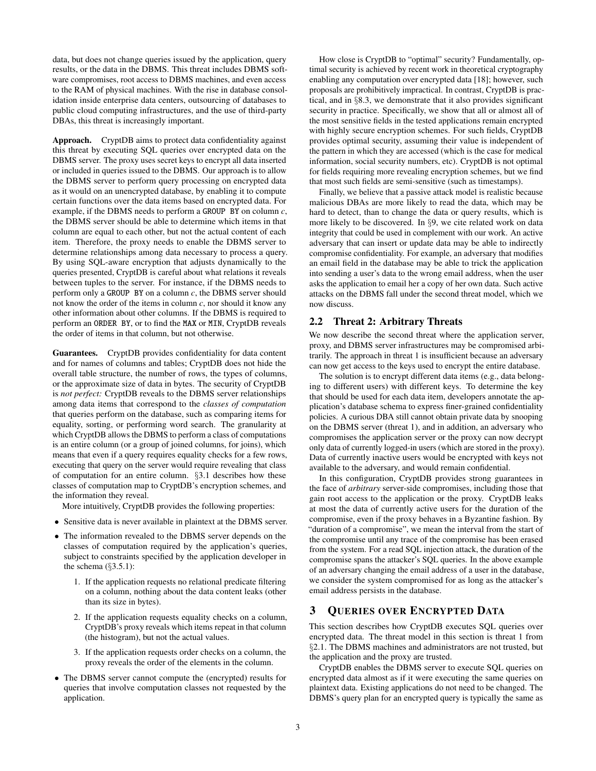data, but does not change queries issued by the application, query results, or the data in the DBMS. This threat includes DBMS software compromises, root access to DBMS machines, and even access to the RAM of physical machines. With the rise in database consolidation inside enterprise data centers, outsourcing of databases to public cloud computing infrastructures, and the use of third-party DBAs, this threat is increasingly important.

**Approach.** CryptDB aims to protect data confidentiality against this threat by executing SQL queries over encrypted data on the DBMS server. The proxy uses secret keys to encrypt all data inserted or included in queries issued to the DBMS. Our approach is to allow the DBMS server to perform query processing on encrypted data as it would on an unencrypted database, by enabling it to compute certain functions over the data items based on encrypted data. For example, if the DBMS needs to perform a `GROUP BY` on column $c$, the DBMS server should be able to determine which items in that column are equal to each other, but not the actual content of each item. Therefore, the proxy needs to enable the DBMS server to determine relationships among data necessary to process a query. By using SQL-aware encryption that adjusts dynamically to the queries presented, CryptDB is careful about what relations it reveals between tuples to the server. For instance, if the DBMS needs to perform only a `GROUP BY` on a column $c$, the DBMS server should not know the order of the items in column $c$, nor should it know any other information about other columns. If the DBMS is required to perform an `ORDER BY`, or to find the `MAX` or `MIN`, CryptDB reveals the order of items in that column, but not otherwise.

**Guarantees.** CryptDB provides confidentiality for data content and for names of columns and tables; CryptDB does not hide the overall table structure, the number of rows, the types of columns, or the approximate size of data in bytes. The security of CryptDB is *not perfect:* CryptDB reveals to the DBMS server relationships among data items that correspond to the *classes of computation* that queries perform on the database, such as comparing items for equality, sorting, or performing word search. The granularity at which CryptDB allows the DBMS to perform a class of computations is an entire column (or a group of joined columns, for joins), which means that even if a query requires equality checks for a few rows, executing that query on the server would require revealing that class of computation for an entire column. §3.1 describes how these classes of computation map to CryptDB's encryption schemes, and the information they reveal.

More intuitively, CryptDB provides the following properties:

- Sensitive data is never available in plaintext at the DBMS server.
- The information revealed to the DBMS server depends on the classes of computation required by the application's queries, subject to constraints specified by the application developer in the schema (§3.5.1):
  1. If the application requests no relational predicate filtering on a column, nothing about the data content leaks (other than its size in bytes).
  2. If the application requests equality checks on a column, CryptDB's proxy reveals which items repeat in that column (the histogram), but not the actual values.
  3. If the application requests order checks on a column, the proxy reveals the order of the elements in the column.
- The DBMS server cannot compute the (encrypted) results for queries that involve computation classes not requested by the application.

How close is CryptDB to "optimal" security? Fundamentally, optimal security is achieved by recent work in theoretical cryptography enabling any computation over encrypted data [18]; however, such proposals are prohibitively impractical. In contrast, CryptDB is practical, and in §8.3, we demonstrate that it also provides significant security in practice. Specifically, we show that all or almost all of the most sensitive fields in the tested applications remain encrypted with highly secure encryption schemes. For such fields, CryptDB provides optimal security, assuming their value is independent of the pattern in which they are accessed (which is the case for medical information, social security numbers, etc). CryptDB is not optimal for fields requiring more revealing encryption schemes, but we find that most such fields are semi-sensitive (such as timestamps).

Finally, we believe that a passive attack model is realistic because malicious DBAs are more likely to read the data, which may be hard to detect, than to change the data or query results, which is more likely to be discovered. In §9, we cite related work on data integrity that could be used in complement with our work. An active adversary that can insert or update data may be able to indirectly compromise confidentiality. For example, an adversary that modifies an email field in the database may be able to trick the application into sending a user's data to the wrong email address, when the user asks the application to email her a copy of her own data. Such active attacks on the DBMS fall under the second threat model, which we now discuss.

## 2.2 Threat 2: Arbitrary Threats

We now describe the second threat where the application server, proxy, and DBMS server infrastructures may be compromised arbitrarily. The approach in threat 1 is insufficient because an adversary can now get access to the keys used to encrypt the entire database.

The solution is to encrypt different data items (e.g., data belonging to different users) with different keys. To determine the key that should be used for each data item, developers annotate the application's database schema to express finer-grained confidentiality policies. A curious DBA still cannot obtain private data by snooping on the DBMS server (threat 1), and in addition, an adversary who compromises the application server or the proxy can now decrypt only data of currently logged-in users (which are stored in the proxy). Data of currently inactive users would be encrypted with keys not available to the adversary, and would remain confidential.

In this configuration, CryptDB provides strong guarantees in the face of *arbitrary* server-side compromises, including those that gain root access to the application or the proxy. CryptDB leaks at most the data of currently active users for the duration of the compromise, even if the proxy behaves in a Byzantine fashion. By "duration of a compromise", we mean the interval from the start of the compromise until any trace of the compromise has been erased from the system. For a read SQL injection attack, the duration of the compromise spans the attacker's SQL queries. In the above example of an adversary changing the email address of a user in the database, we consider the system compromised for as long as the attacker's email address persists in the database.

# 3 Queries over Encrypted Data

This section describes how CryptDB executes SQL queries over encrypted data. The threat model in this section is threat 1 from §2.1. The DBMS machines and administrators are not trusted, but the application and the proxy are trusted.

CryptDB enables the DBMS server to execute SQL queries on encrypted data almost as if it were executing the same queries on plaintext data. Existing applications do not need to be changed. The DBMS's query plan for an encrypted query is typically the same as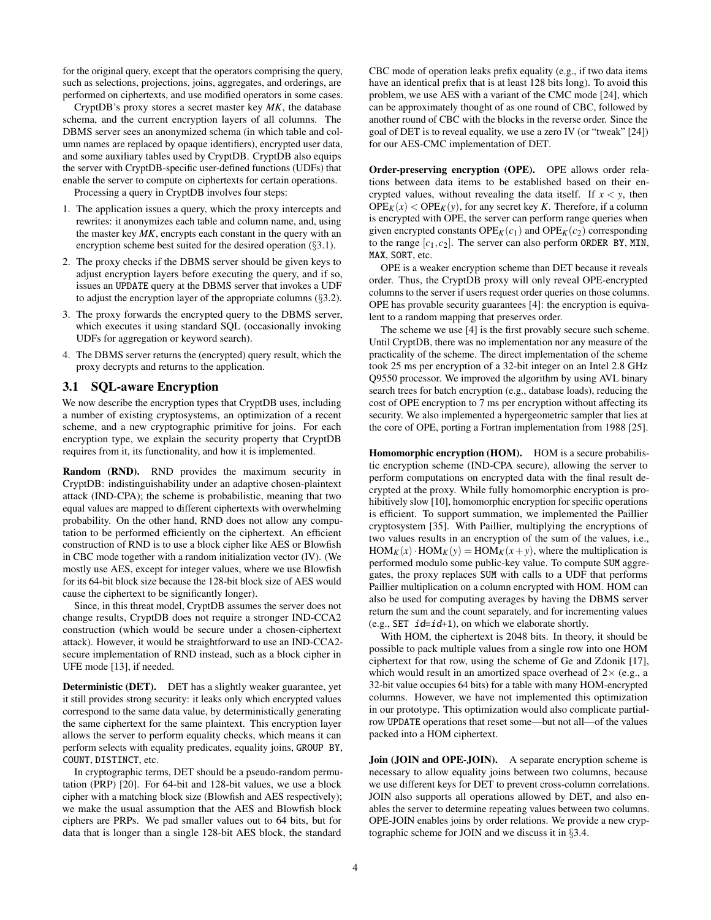for the original query, except that the operators comprising the query, such as selections, projections, joins, aggregates, and orderings, are performed on ciphertexts, and use modified operators in some cases.

CryptDB's proxy stores a secret master key *MK*, the database schema, and the current encryption layers of all columns. The DBMS server sees an anonymized schema (in which table and column names are replaced by opaque identifiers), encrypted user data, and some auxiliary tables used by CryptDB. CryptDB also equips the server with CryptDB-specific user-defined functions (UDFs) that enable the server to compute on ciphertexts for certain operations.

Processing a query in CryptDB involves four steps:

1. The application issues a query, which the proxy intercepts and rewrites: it anonymizes each table and column name, and, using the master key *MK*, encrypts each constant in the query with an encryption scheme best suited for the desired operation (§3.1).
2. The proxy checks if the DBMS server should be given keys to adjust encryption layers before executing the query, and if so, issues an `UPDATE` query at the DBMS server that invokes a UDF to adjust the encryption layer of the appropriate columns (§3.2).
3. The proxy forwards the encrypted query to the DBMS server, which executes it using standard SQL (occasionally invoking UDFs for aggregation or keyword search).
4. The DBMS server returns the (encrypted) query result, which the proxy decrypts and returns to the application.

## 3.1 SQL-aware Encryption

We now describe the encryption types that CryptDB uses, including a number of existing cryptosystems, an optimization of a recent scheme, and a new cryptographic primitive for joins. For each encryption type, we explain the security property that CryptDB requires from it, its functionality, and how it is implemented.

**Random (RND).** RND provides the maximum security in CryptDB: indistinguishability under an adaptive chosen-plaintext attack (IND-CPA); the scheme is probabilistic, meaning that two equal values are mapped to different ciphertexts with overwhelming probability. On the other hand, RND does not allow any computation to be performed efficiently on the ciphertext. An efficient construction of RND is to use a block cipher like AES or Blowfish in CBC mode together with a random initialization vector (IV). (We mostly use AES, except for integer values, where we use Blowfish for its 64-bit block size because the 128-bit block size of AES would cause the ciphertext to be significantly longer).

Since, in this threat model, CryptDB assumes the server does not change results, CryptDB does not require a stronger IND-CCA2 construction (which would be secure under a chosen-ciphertext attack). However, it would be straightforward to use an IND-CCA2-secure implementation of RND instead, such as a block cipher in UFE mode [13], if needed.

**Deterministic (DET).** DET has a slightly weaker guarantee, yet it still provides strong security: it leaks only which encrypted values correspond to the same data value, by deterministically generating the same ciphertext for the same plaintext. This encryption layer allows the server to perform equality checks, which means it can perform selects with equality predicates, equality joins, `GROUP BY`, `COUNT`, `DISTINCT`, etc.

In cryptographic terms, DET should be a pseudo-random permutation (PRP) [20]. For 64-bit and 128-bit values, we use a block cipher with a matching block size (Blowfish and AES respectively); we make the usual assumption that the AES and Blowfish block ciphers are PRPs. We pad smaller values out to 64 bits, but for data that is longer than a single 128-bit AES block, the standard CBC mode of operation leaks prefix equality (e.g., if two data items have an identical prefix that is at least 128 bits long). To avoid this problem, we use AES with a variant of the CMC mode [24], which can be approximately thought of as one round of CBC, followed by another round of CBC with the blocks in the reverse order. Since the goal of DET is to reveal equality, we use a zero IV (or "tweak" [24]) for our AES-CMC implementation of DET.

**Order-preserving encryption (OPE).** OPE allows order relations between data items to be established based on their encrypted values, without revealing the data itself. If $x < y$, then $\mathrm{OPE}_K(x) < \mathrm{OPE}_K(y)$, for any secret key $K$. Therefore, if a column is encrypted with OPE, the server can perform range queries when given encrypted constants $\mathrm{OPE}_K(c_1)$ and $\mathrm{OPE}_K(c_2)$ corresponding to the range $[c_1, c_2]$. The server can also perform `ORDER BY`, `MIN`, `MAX`, `SORT`, etc.

OPE is a weaker encryption scheme than DET because it reveals order. Thus, the CryptDB proxy will only reveal OPE-encrypted columns to the server if users request order queries on those columns. OPE has provable security guarantees [4]: the encryption is equivalent to a random mapping that preserves order.

The scheme we use [4] is the first provably secure such scheme. Until CryptDB, there was no implementation nor any measure of the practicality of the scheme. The direct implementation of the scheme took 25 ms per encryption of a 32-bit integer on an Intel 2.8 GHz Q9550 processor. We improved the algorithm by using AVL binary search trees for batch encryption (e.g., database loads), reducing the cost of OPE encryption to 7 ms per encryption without affecting its security. We also implemented a hypergeometric sampler that lies at the core of OPE, porting a Fortran implementation from 1988 [25].

**Homomorphic encryption (HOM).** HOM is a secure probabilistic encryption scheme (IND-CPA secure), allowing the server to perform computations on encrypted data with the final result decrypted at the proxy. While fully homomorphic encryption is prohibitively slow [10], homomorphic encryption for specific operations is efficient. To support summation, we implemented the Paillier cryptosystem [35]. With Paillier, multiplying the encryptions of two values results in an encryption of the sum of the values, i.e., $\mathrm{HOM}_K(x) \cdot \mathrm{HOM}_K(y) = \mathrm{HOM}_K(x+y)$, where the multiplication is performed modulo some public-key value. To compute `SUM` aggregates, the proxy replaces `SUM` with calls to a UDF that performs Paillier multiplication on a column encrypted with HOM. HOM can also be used for computing averages by having the DBMS server return the sum and the count separately, and for incrementing values (e.g., `SET id=id+1`), on which we elaborate shortly.

With HOM, the ciphertext is 2048 bits. In theory, it should be possible to pack multiple values from a single row into one HOM ciphertext for that row, using the scheme of Ge and Zdonik [17], which would result in an amortized space overhead of 2× (e.g., a 32-bit value occupies 64 bits) for a table with many HOM-encrypted columns. However, we have not implemented this optimization in our prototype. This optimization would also complicate partial-row `UPDATE` operations that reset some—but not all—of the values packed into a HOM ciphertext.

**Join (JOIN and OPE-JOIN).** A separate encryption scheme is necessary to allow equality joins between two columns, because we use different keys for DET to prevent cross-column correlations. JOIN also supports all operations allowed by DET, and also enables the server to determine repeating values between two columns. OPE-JOIN enables joins by order relations. We provide a new cryptographic scheme for JOIN and we discuss it in §3.4.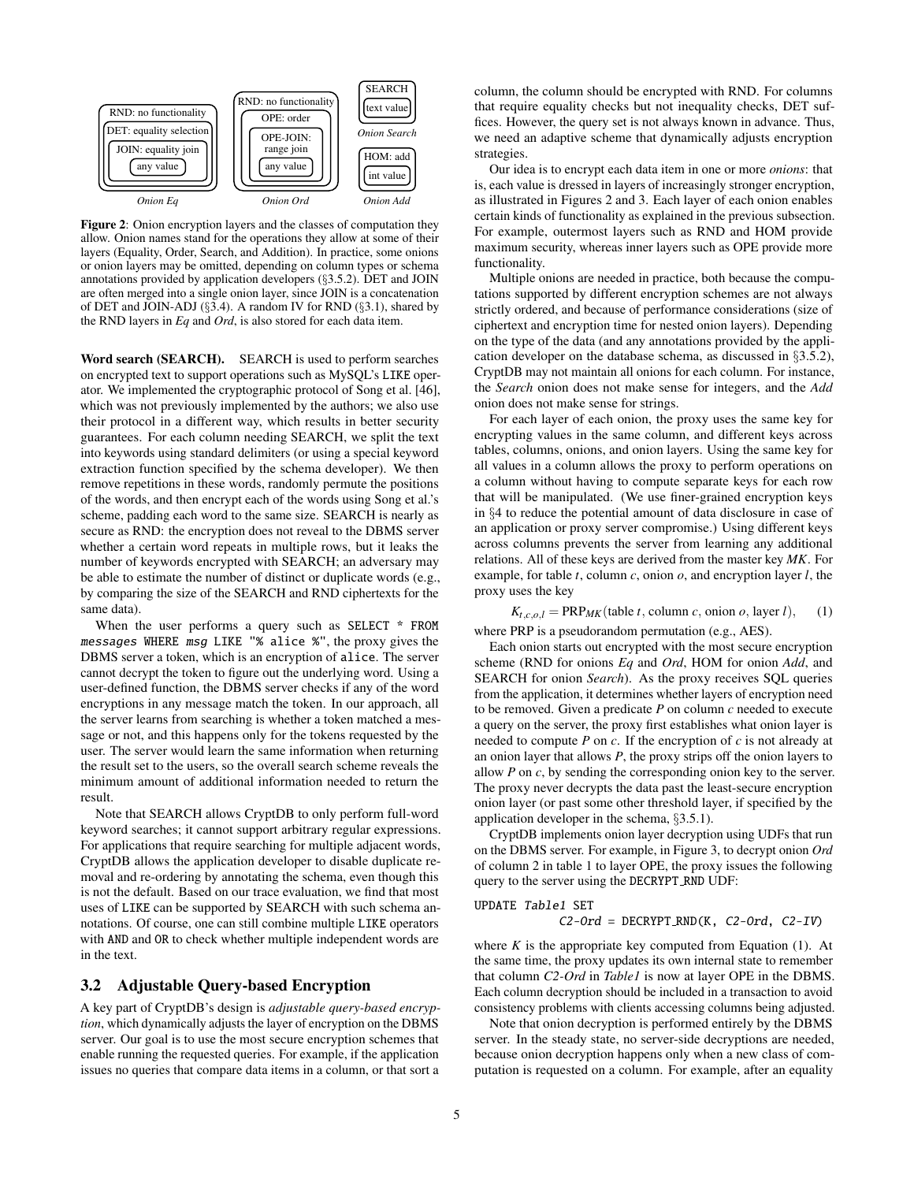RND: no functionality

DET: equality selection

JOIN: equality join

any value

*Onion Eq*

RND: no functionality

OPE: order

OPE-JOIN: range join

any value

*Onion Ord*

SEARCH

text value

*Onion Search*

HOM: add

int value

*Onion Add*

**Figure 2**: Onion encryption layers and the classes of computation they allow. Onion names stand for the operations they allow at some of their layers (Equality, Order, Search, and Addition). In practice, some onions or onion layers may be omitted, depending on column types or schema annotations provided by application developers (§3.5.2). DET and JOIN are often merged into a single onion layer, since JOIN is a concatenation of DET and JOIN-ADJ (§3.4). A random IV for RND (§3.1), shared by the RND layers in *Eq* and *Ord*, is also stored for each data item.

**Word search (SEARCH).** SEARCH is used to perform searches on encrypted text to support operations such as MySQL's `LIKE` operator. We implemented the cryptographic protocol of Song et al. [46], which was not previously implemented by the authors; we also use their protocol in a different way, which results in better security guarantees. For each column needing SEARCH, we split the text into keywords using standard delimiters (or using a special keyword extraction function specified by the schema developer). We then remove repetitions in these words, randomly permute the positions of the words, and then encrypt each of the words using Song et al.'s scheme, padding each word to the same size. SEARCH is nearly as secure as RND: the encryption does not reveal to the DBMS server whether a certain word repeats in multiple rows, but it leaks the number of keywords encrypted with SEARCH; an adversary may be able to estimate the number of distinct or duplicate words (e.g., by comparing the size of the SEARCH and RND ciphertexts for the same data).

When the user performs a query such as `SELECT * FROM messages WHERE msg LIKE "% alice %"`, the proxy gives the DBMS server a token, which is an encryption of `alice`. The server cannot decrypt the token to figure out the underlying word. Using a user-defined function, the DBMS server checks if any of the word encryptions in any message match the token. In our approach, all the server learns from searching is whether a token matched a message or not, and this happens only for the tokens requested by the user. The server would learn the same information when returning the result set to the users, so the overall search scheme reveals the minimum amount of additional information needed to return the result.

Note that SEARCH allows CryptDB to only perform full-word keyword searches; it cannot support arbitrary regular expressions. For applications that require searching for multiple adjacent words, CryptDB allows the application developer to disable duplicate removal and re-ordering by annotating the schema, even though this is not the default. Based on our trace evaluation, we find that most uses of `LIKE` can be supported by SEARCH with such schema annotations. Of course, one can still combine multiple `LIKE` operators with `AND` and `OR` to check whether multiple independent words are in the text.

## 3.2 Adjustable Query-based Encryption

A key part of CryptDB's design is *adjustable query-based encryption*, which dynamically adjusts the layer of encryption on the DBMS server. Our goal is to use the most secure encryption schemes that enable running the requested queries. For example, if the application issues no queries that compare data items in a column, or that sort a column, the column should be encrypted with RND. For columns that require equality checks but not inequality checks, DET suffices. However, the query set is not always known in advance. Thus, we need an adaptive scheme that dynamically adjusts encryption strategies.

Our idea is to encrypt each data item in one or more *onions*: that is, each value is dressed in layers of increasingly stronger encryption, as illustrated in Figures 2 and 3. Each layer of each onion enables certain kinds of functionality as explained in the previous subsection. For example, outermost layers such as RND and HOM provide maximum security, whereas inner layers such as OPE provide more functionality.

Multiple onions are needed in practice, both because the computations supported by different encryption schemes are not always strictly ordered, and because of performance considerations (size of ciphertext and encryption time for nested onion layers). Depending on the type of the data (and any annotations provided by the application developer on the database schema, as discussed in §3.5.2), CryptDB may not maintain all onions for each column. For instance, the *Search* onion does not make sense for integers, and the *Add* onion does not make sense for strings.

For each layer of each onion, the proxy uses the same key for encrypting values in the same column, and different keys across tables, columns, onions, and onion layers. Using the same key for all values in a column allows the proxy to perform operations on a column without having to compute separate keys for each row that will be manipulated. (We use finer-grained encryption keys in §4 to reduce the potential amount of data disclosure in case of an application or proxy server compromise.) Using different keys across columns prevents the server from learning any additional relations. All of these keys are derived from the master key *MK*. For example, for table *t*, column *c*, onion *o*, and encryption layer *l*, the proxy uses the key

$$K_{t,c,o,l} = \text{PRP}_{MK}(\text{table } t, \text{column } c, \text{onion } o, \text{layer } l), \quad (1)$$

where PRP is a pseudorandom permutation (e.g., AES).

Each onion starts out encrypted with the most secure encryption scheme (RND for onions *Eq* and *Ord*, HOM for onion *Add*, and SEARCH for onion *Search*). As the proxy receives SQL queries from the application, it determines whether layers of encryption need to be removed. Given a predicate *P* on column *c* needed to execute a query on the server, the proxy first establishes what onion layer is needed to compute *P* on *c*. If the encryption of *c* is not already at an onion layer that allows *P*, the proxy strips off the onion layers to allow *P* on *c*, by sending the corresponding onion key to the server. The proxy never decrypts the data past the least-secure encryption onion layer (or past some other threshold layer, if specified by the application developer in the schema, §3.5.1).

CryptDB implements onion layer decryption using UDFs that run on the DBMS server. For example, in Figure 3, to decrypt onion *Ord* of column 2 in table 1 to layer OPE, the proxy issues the following query to the server using the `DECRYPT_RND` UDF:

```
UPDATE Table1 SET
        C2-Ord = DECRYPT_RND(K, C2-Ord, C2-IV)
```

where *K* is the appropriate key computed from Equation (1). At the same time, the proxy updates its own internal state to remember that column *C2-Ord* in *Table1* is now at layer OPE in the DBMS. Each column decryption should be included in a transaction to avoid consistency problems with clients accessing columns being adjusted.

Note that onion decryption is performed entirely by the DBMS server. In the steady state, no server-side decryptions are needed, because onion decryption happens only when a new class of computation is requested on a column. For example, after an equality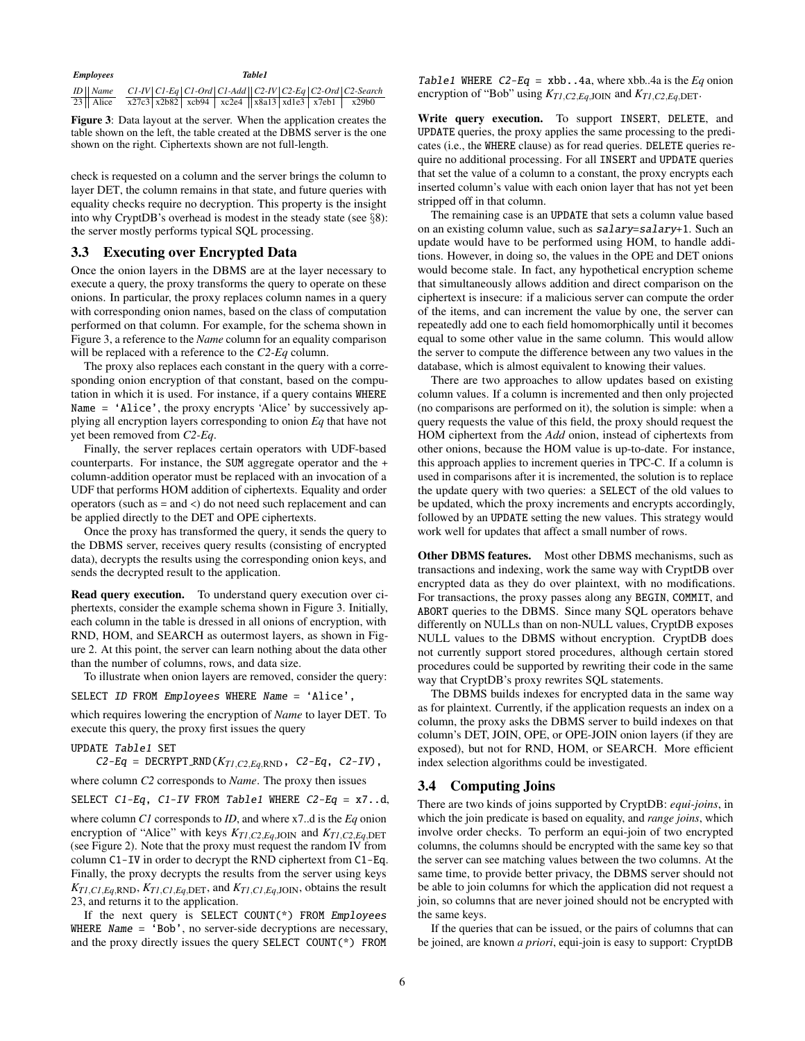| Employees | | Table1 | | | | | | | |
|---|---|---|---|---|---|---|---|---|---|
| *ID* | *Name* | *C1-IV* | *C1-Eq* | *C1-Ord* | *C1-Add* | *C2-IV* | *C2-Eq* | *C2-Ord* | *C2-Search* |
| 23 | Alice | x27c3 | x2b82 | xcb94 | xc2e4 | x8a13 | xd1e3 | x7eb1 | x29b0 |

**Figure 3**: Data layout at the server. When the application creates the table shown on the left, the table created at the DBMS server is the one shown on the right. Ciphertexts shown are not full-length.

check is requested on a column and the server brings the column to layer DET, the column remains in that state, and future queries with equality checks require no decryption. This property is the insight into why CryptDB's overhead is modest in the steady state (see §8): the server mostly performs typical SQL processing.

### 3.3 Executing over Encrypted Data

Once the onion layers in the DBMS are at the layer necessary to execute a query, the proxy transforms the query to operate on these onions. In particular, the proxy replaces column names in a query with corresponding onion names, based on the class of computation performed on that column. For example, for the schema shown in Figure 3, a reference to the *Name* column for an equality comparison will be replaced with a reference to the *C2-Eq* column.

The proxy also replaces each constant in the query with a corresponding onion encryption of that constant, based on the computation in which it is used. For instance, if a query contains `WHERE Name = 'Alice'`, the proxy encrypts 'Alice' by successively applying all encryption layers corresponding to onion *Eq* that have not yet been removed from *C2-Eq*.

Finally, the server replaces certain operators with UDF-based counterparts. For instance, the `SUM` aggregate operator and the + column-addition operator must be replaced with an invocation of a UDF that performs HOM addition of ciphertexts. Equality and order operators (such as = and <) do not need such replacement and can be applied directly to the DET and OPE ciphertexts.

Once the proxy has transformed the query, it sends the query to the DBMS server, receives query results (consisting of encrypted data), decrypts the results using the corresponding onion keys, and sends the decrypted result to the application.

**Read query execution.** To understand query execution over ciphertexts, consider the example schema shown in Figure 3. Initially, each column in the table is dressed in all onions of encryption, with RND, HOM, and SEARCH as outermost layers, as shown in Figure 2. At this point, the server can learn nothing about the data other than the number of columns, rows, and data size.

To illustrate when onion layers are removed, consider the query:

```
SELECT ID FROM Employees WHERE Name = 'Alice',
```

which requires lowering the encryption of *Name* to layer DET. To execute this query, the proxy first issues the query

```
UPDATE Table1 SET
    C2-Eq = DECRYPT_RND(K_{T1,C2,Eq,RND}, C2-Eq, C2-IV),
```

where column *C2* corresponds to *Name*. The proxy then issues

```
SELECT C1-Eq, C1-IV FROM Table1 WHERE C2-Eq = x7..d,
```

where column *C1* corresponds to *ID*, and where x7..d is the *Eq* onion encryption of "Alice" with keys $K_{T1,C2,Eq,\text{JOIN}}$ and $K_{T1,C2,Eq,\text{DET}}$ (see Figure 2). Note that the proxy must request the random IV from column `C1-IV` in order to decrypt the RND ciphertext from `C1-Eq`. Finally, the proxy decrypts the results from the server using keys $K_{T1,C1,Eq,\text{RND}}$, $K_{T1,C1,Eq,\text{DET}}$, and $K_{T1,C1,Eq,\text{JOIN}}$, obtains the result 23, and returns it to the application.

If the next query is `SELECT COUNT(*) FROM Employees WHERE Name = 'Bob'`, no server-side decryptions are necessary, and the proxy directly issues the query `SELECT COUNT(*) FROM Table1 WHERE C2-Eq = xbb..4a`, where xbb..4a is the *Eq* onion encryption of "Bob" using $K_{T1,C2,Eq,\text{JOIN}}$ and $K_{T1,C2,Eq,\text{DET}}$.

**Write query execution.** To support `INSERT`, `DELETE`, and `UPDATE` queries, the proxy applies the same processing to the predicates (i.e., the `WHERE` clause) as for read queries. `DELETE` queries require no additional processing. For all `INSERT` and `UPDATE` queries that set the value of a column to a constant, the proxy encrypts each inserted column's value with each onion layer that has not yet been stripped off in that column.

The remaining case is an `UPDATE` that sets a column value based on an existing column value, such as `salary=salary+1`. Such an update would have to be performed using HOM, to handle additions. However, in doing so, the values in the OPE and DET onions would become stale. In fact, any hypothetical encryption scheme that simultaneously allows addition and direct comparison on the ciphertext is insecure: if a malicious server can compute the order of the items, and can increment the value by one, the server can repeatedly add one to each field homomorphically until it becomes equal to some other value in the same column. This would allow the server to compute the difference between any two values in the database, which is almost equivalent to knowing their values.

There are two approaches to allow updates based on existing column values. If a column is incremented and then only projected (no comparisons are performed on it), the solution is simple: when a query requests the value of this field, the proxy should request the HOM ciphertext from the *Add* onion, instead of ciphertexts from other onions, because the HOM value is up-to-date. For instance, this approach applies to increment queries in TPC-C. If a column is used in comparisons after it is incremented, the solution is to replace the update query with two queries: a `SELECT` of the old values to be updated, which the proxy increments and encrypts accordingly, followed by an `UPDATE` setting the new values. This strategy would work well for updates that affect a small number of rows.

**Other DBMS features.** Most other DBMS mechanisms, such as transactions and indexing, work the same way with CryptDB over encrypted data as they do over plaintext, with no modifications. For transactions, the proxy passes along any `BEGIN`, `COMMIT`, and `ABORT` queries to the DBMS. Since many SQL operators behave differently on NULLs than on non-NULL values, CryptDB exposes NULL values to the DBMS without encryption. CryptDB does not currently support stored procedures, although certain stored procedures could be supported by rewriting their code in the same way that CryptDB's proxy rewrites SQL statements.

The DBMS builds indexes for encrypted data in the same way as for plaintext. Currently, if the application requests an index on a column, the proxy asks the DBMS server to build indexes on that column's DET, JOIN, OPE, or OPE-JOIN onion layers (if they are exposed), but not for RND, HOM, or SEARCH. More efficient index selection algorithms could be investigated.

### 3.4 Computing Joins

There are two kinds of joins supported by CryptDB: *equi-joins*, in which the join predicate is based on equality, and *range joins*, which involve order checks. To perform an equi-join of two encrypted columns, the columns should be encrypted with the same key so that the server can see matching values between the two columns. At the same time, to provide better privacy, the DBMS server should not be able to join columns for which the application did not request a join, so columns that are never joined should not be encrypted with the same keys.

If the queries that can be issued, or the pairs of columns that can be joined, are known *a priori*, equi-join is easy to support: CryptDB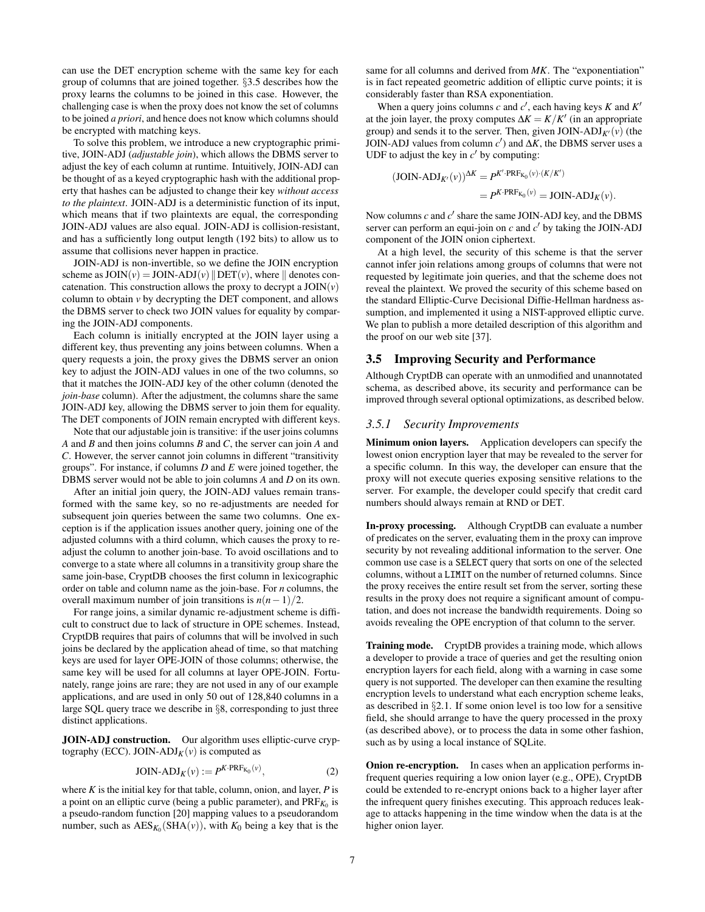can use the DET encryption scheme with the same key for each group of columns that are joined together. §3.5 describes how the proxy learns the columns to be joined in this case. However, the challenging case is when the proxy does not know the set of columns to be joined *a priori*, and hence does not know which columns should be encrypted with matching keys.

To solve this problem, we introduce a new cryptographic primitive, JOIN-ADJ (*adjustable join*), which allows the DBMS server to adjust the key of each column at runtime. Intuitively, JOIN-ADJ can be thought of as a keyed cryptographic hash with the additional property that hashes can be adjusted to change their key *without access to the plaintext*. JOIN-ADJ is a deterministic function of its input, which means that if two plaintexts are equal, the corresponding JOIN-ADJ values are also equal. JOIN-ADJ is collision-resistant, and has a sufficiently long output length (192 bits) to allow us to assume that collisions never happen in practice.

JOIN-ADJ is non-invertible, so we define the JOIN encryption scheme as $\text{JOIN}(v) = \text{JOIN-ADJ}(v) \,\|\, \text{DET}(v)$, where $\|$ denotes concatenation. This construction allows the proxy to decrypt a $\text{JOIN}(v)$ column to obtain $v$ by decrypting the DET component, and allows the DBMS server to check two JOIN values for equality by comparing the JOIN-ADJ components.

Each column is initially encrypted at the JOIN layer using a different key, thus preventing any joins between columns. When a query requests a join, the proxy gives the DBMS server an onion key to adjust the JOIN-ADJ values in one of the two columns, so that it matches the JOIN-ADJ key of the other column (denoted the *join-base* column). After the adjustment, the columns share the same JOIN-ADJ key, allowing the DBMS server to join them for equality. The DET components of JOIN remain encrypted with different keys.

Note that our adjustable join is transitive: if the user joins columns $A$ and $B$ and then joins columns $B$ and $C$, the server can join $A$ and $C$. However, the server cannot join columns in different "transitivity groups". For instance, if columns $D$ and $E$ were joined together, the DBMS server would not be able to join columns $A$ and $D$ on its own.

After an initial join query, the JOIN-ADJ values remain transformed with the same key, so no re-adjustments are needed for subsequent join queries between the same two columns. One exception is if the application issues another query, joining one of the adjusted columns with a third column, which causes the proxy to re-adjust the column to another join-base. To avoid oscillations and to converge to a state where all columns in a transitivity group share the same join-base, CryptDB chooses the first column in lexicographic order on table and column name as the join-base. For $n$ columns, the overall maximum number of join transitions is $n(n-1)/2$.

For range joins, a similar dynamic re-adjustment scheme is difficult to construct due to lack of structure in OPE schemes. Instead, CryptDB requires that pairs of columns that will be involved in such joins be declared by the application ahead of time, so that matching keys are used for layer OPE-JOIN of those columns; otherwise, the same key will be used for all columns at layer OPE-JOIN. Fortunately, range joins are rare; they are not used in any of our example applications, and are used in only 50 out of 128,840 columns in a large SQL query trace we describe in §8, corresponding to just three distinct applications.

**JOIN-ADJ construction.** Our algorithm uses elliptic-curve cryptography (ECC). $\text{JOIN-ADJ}_K(v)$ is computed as

$$\text{JOIN-ADJ}_K(v) := P^{K \cdot \text{PRF}_{K_0}(v)}, \tag{2}$$

where $K$ is the initial key for that table, column, onion, and layer, $P$ is a point on an elliptic curve (being a public parameter), and $\text{PRF}_{K_0}$ is a pseudo-random function [20] mapping values to a pseudorandom number, such as $\text{AES}_{K_0}(\text{SHA}(v))$, with $K_0$ being a key that is the same for all columns and derived from $MK$. The "exponentiation" is in fact repeated geometric addition of elliptic curve points; it is considerably faster than RSA exponentiation.

When a query joins columns $c$ and $c'$, each having keys $K$ and $K'$ at the join layer, the proxy computes $\Delta K = K/K'$ (in an appropriate group) and sends it to the server. Then, given $\text{JOIN-ADJ}_{K'}(v)$ (the JOIN-ADJ values from column $c'$) and $\Delta K$, the DBMS server uses a UDF to adjust the key in $c'$ by computing:

$$\begin{aligned}(\text{JOIN-ADJ}_{K'}(v))^{\Delta K} &= P^{K' \cdot \text{PRF}_{K_0}(v) \cdot (K/K')} \\ &= P^{K \cdot \text{PRF}_{K_0}(v)} = \text{JOIN-ADJ}_K(v).\end{aligned}$$

Now columns $c$ and $c'$ share the same JOIN-ADJ key, and the DBMS server can perform an equi-join on $c$ and $c'$ by taking the JOIN-ADJ component of the JOIN onion ciphertext.

At a high level, the security of this scheme is that the server cannot infer join relations among groups of columns that were not requested by legitimate join queries, and that the scheme does not reveal the plaintext. We proved the security of this scheme based on the standard Elliptic-Curve Decisional Diffie-Hellman hardness assumption, and implemented it using a NIST-approved elliptic curve. We plan to publish a more detailed description of this algorithm and the proof on our web site [37].

## 3.5 Improving Security and Performance

Although CryptDB can operate with an unmodified and unannotated schema, as described above, its security and performance can be improved through several optional optimizations, as described below.

### 3.5.1 Security Improvements

**Minimum onion layers.** Application developers can specify the lowest onion encryption layer that may be revealed to the server for a specific column. In this way, the developer can ensure that the proxy will not execute queries exposing sensitive relations to the server. For example, the developer could specify that credit card numbers should always remain at RND or DET.

**In-proxy processing.** Although CryptDB can evaluate a number of predicates on the server, evaluating them in the proxy can improve security by not revealing additional information to the server. One common use case is a `SELECT` query that sorts on one of the selected columns, without a `LIMIT` on the number of returned columns. Since the proxy receives the entire result set from the server, sorting these results in the proxy does not require a significant amount of computation, and does not increase the bandwidth requirements. Doing so avoids revealing the OPE encryption of that column to the server.

**Training mode.** CryptDB provides a training mode, which allows a developer to provide a trace of queries and get the resulting onion encryption layers for each field, along with a warning in case some query is not supported. The developer can then examine the resulting encryption levels to understand what each encryption scheme leaks, as described in §2.1. If some onion level is too low for a sensitive field, she should arrange to have the query processed in the proxy (as described above), or to process the data in some other fashion, such as by using a local instance of SQLite.

**Onion re-encryption.** In cases when an application performs infrequent queries requiring a low onion layer (e.g., OPE), CryptDB could be extended to re-encrypt onions back to a higher layer after the infrequent query finishes executing. This approach reduces leakage to attacks happening in the time window when the data is at the higher onion layer.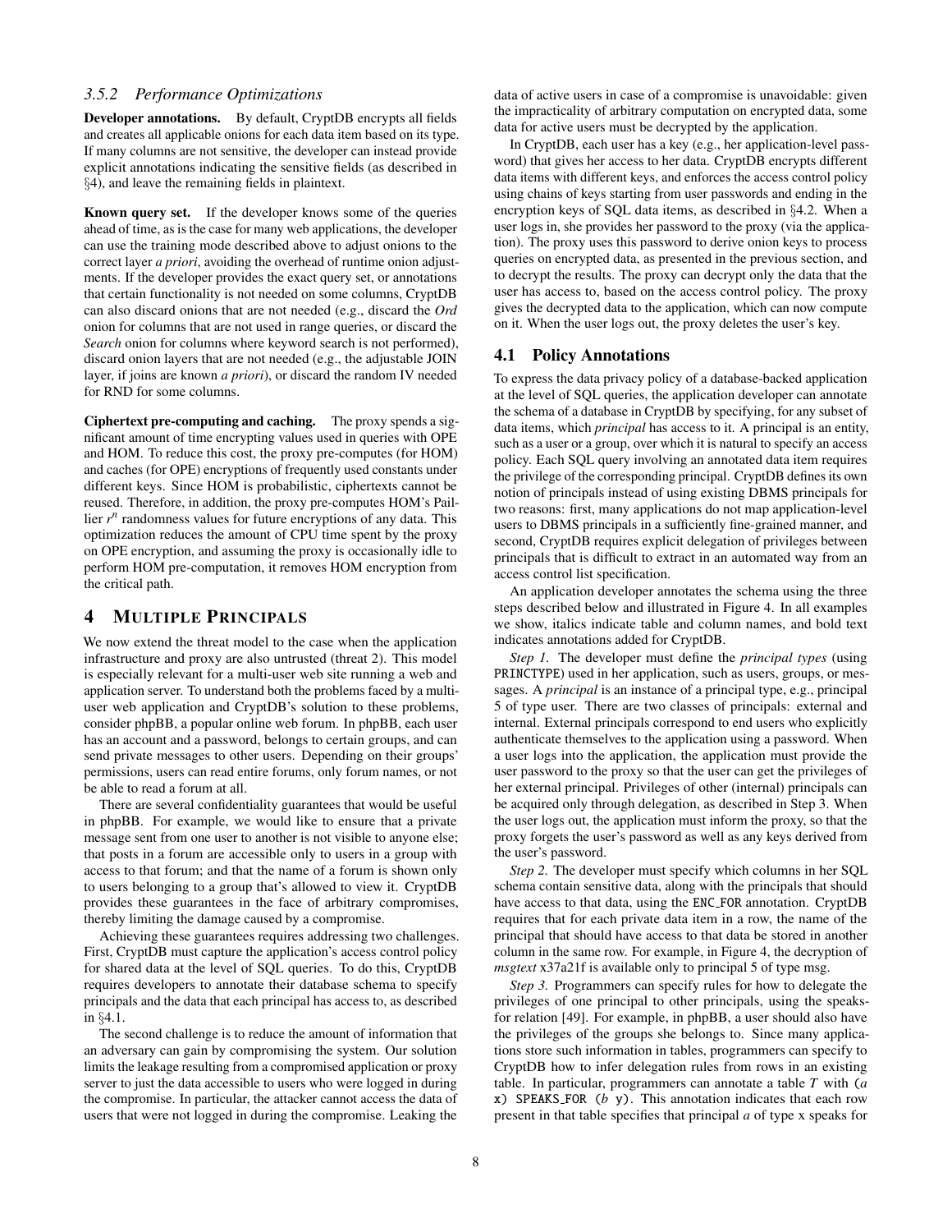### 3.5.2 Performance Optimizations

**Developer annotations.** By default, CryptDB encrypts all fields and creates all applicable onions for each data item based on its type. If many columns are not sensitive, the developer can instead provide explicit annotations indicating the sensitive fields (as described in §4), and leave the remaining fields in plaintext.

**Known query set.** If the developer knows some of the queries ahead of time, as is the case for many web applications, the developer can use the training mode described above to adjust onions to the correct layer *a priori*, avoiding the overhead of runtime onion adjustments. If the developer provides the exact query set, or annotations that certain functionality is not needed on some columns, CryptDB can also discard onions that are not needed (e.g., discard the *Ord* onion for columns that are not used in range queries, or discard the *Search* onion for columns where keyword search is not performed), discard onion layers that are not needed (e.g., the adjustable JOIN layer, if joins are known *a priori*), or discard the random IV needed for RND for some columns.

**Ciphertext pre-computing and caching.** The proxy spends a significant amount of time encrypting values used in queries with OPE and HOM. To reduce this cost, the proxy pre-computes (for HOM) and caches (for OPE) encryptions of frequently used constants under different keys. Since HOM is probabilistic, ciphertexts cannot be reused. Therefore, in addition, the proxy pre-computes HOM's Paillier $r^n$ randomness values for future encryptions of any data. This optimization reduces the amount of CPU time spent by the proxy on OPE encryption, and assuming the proxy is occasionally idle to perform HOM pre-computation, it removes HOM encryption from the critical path.

## 4 MULTIPLE PRINCIPALS

We now extend the threat model to the case when the application infrastructure and proxy are also untrusted (threat 2). This model is especially relevant for a multi-user web site running a web and application server. To understand both the problems faced by a multi-user web application and CryptDB's solution to these problems, consider phpBB, a popular online web forum. In phpBB, each user has an account and a password, belongs to certain groups, and can send private messages to other users. Depending on their groups' permissions, users can read entire forums, only forum names, or not be able to read a forum at all.

There are several confidentiality guarantees that would be useful in phpBB. For example, we would like to ensure that a private message sent from one user to another is not visible to anyone else; that posts in a forum are accessible only to users in a group with access to that forum; and that the name of a forum is shown only to users belonging to a group that's allowed to view it. CryptDB provides these guarantees in the face of arbitrary compromises, thereby limiting the damage caused by a compromise.

Achieving these guarantees requires addressing two challenges. First, CryptDB must capture the application's access control policy for shared data at the level of SQL queries. To do this, CryptDB requires developers to annotate their database schema to specify principals and the data that each principal has access to, as described in §4.1.

The second challenge is to reduce the amount of information that an adversary can gain by compromising the system. Our solution limits the leakage resulting from a compromised application or proxy server to just the data accessible to users who were logged in during the compromise. In particular, the attacker cannot access the data of users that were not logged in during the compromise. Leaking the data of active users in case of a compromise is unavoidable: given the impracticality of arbitrary computation on encrypted data, some data for active users must be decrypted by the application.

In CryptDB, each user has a key (e.g., her application-level password) that gives her access to her data. CryptDB encrypts different data items with different keys, and enforces the access control policy using chains of keys starting from user passwords and ending in the encryption keys of SQL data items, as described in §4.2. When a user logs in, she provides her password to the proxy (via the application). The proxy uses this password to derive onion keys to process queries on encrypted data, as presented in the previous section, and to decrypt the results. The proxy can decrypt only the data that the user has access to, based on the access control policy. The proxy gives the decrypted data to the application, which can now compute on it. When the user logs out, the proxy deletes the user's key.

### 4.1 Policy Annotations

To express the data privacy policy of a database-backed application at the level of SQL queries, the application developer can annotate the schema of a database in CryptDB by specifying, for any subset of data items, which *principal* has access to it. A principal is an entity, such as a user or a group, over which it is natural to specify an access policy. Each SQL query involving an annotated data item requires the privilege of the corresponding principal. CryptDB defines its own notion of principals instead of using existing DBMS principals for two reasons: first, many applications do not map application-level users to DBMS principals in a sufficiently fine-grained manner, and second, CryptDB requires explicit delegation of privileges between principals that is difficult to extract in an automated way from an access control list specification.

An application developer annotates the schema using the three steps described below and illustrated in Figure 4. In all examples we show, italics indicate table and column names, and bold text indicates annotations added for CryptDB.

*Step 1.* The developer must define the *principal types* (using `PRINCTYPE`) used in her application, such as users, groups, or messages. A *principal* is an instance of a principal type, e.g., principal 5 of type user. There are two classes of principals: external and internal. External principals correspond to end users who explicitly authenticate themselves to the application using a password. When a user logs into the application, the application must provide the user password to the proxy so that the user can get the privileges of her external principal. Privileges of other (internal) principals can be acquired only through delegation, as described in Step 3. When the user logs out, the application must inform the proxy, so that the proxy forgets the user's password as well as any keys derived from the user's password.

*Step 2.* The developer must specify which columns in her SQL schema contain sensitive data, along with the principals that should have access to that data, using the `ENC_FOR` annotation. CryptDB requires that for each private data item in a row, the name of the principal that should have access to that data be stored in another column in the same row. For example, in Figure 4, the decryption of *msgtext* x37a21f is available only to principal 5 of type msg.

*Step 3.* Programmers can specify rules for how to delegate the privileges of one principal to other principals, using the speaks-for relation [49]. For example, in phpBB, a user should also have the privileges of the groups she belongs to. Since many applications store such information in tables, programmers can specify to CryptDB how to infer delegation rules from rows in an existing table. In particular, programmers can annotate a table $T$ with (*a* x) SPEAKS_FOR (*b* y). This annotation indicates that each row present in that table specifies that principal *a* of type x speaks for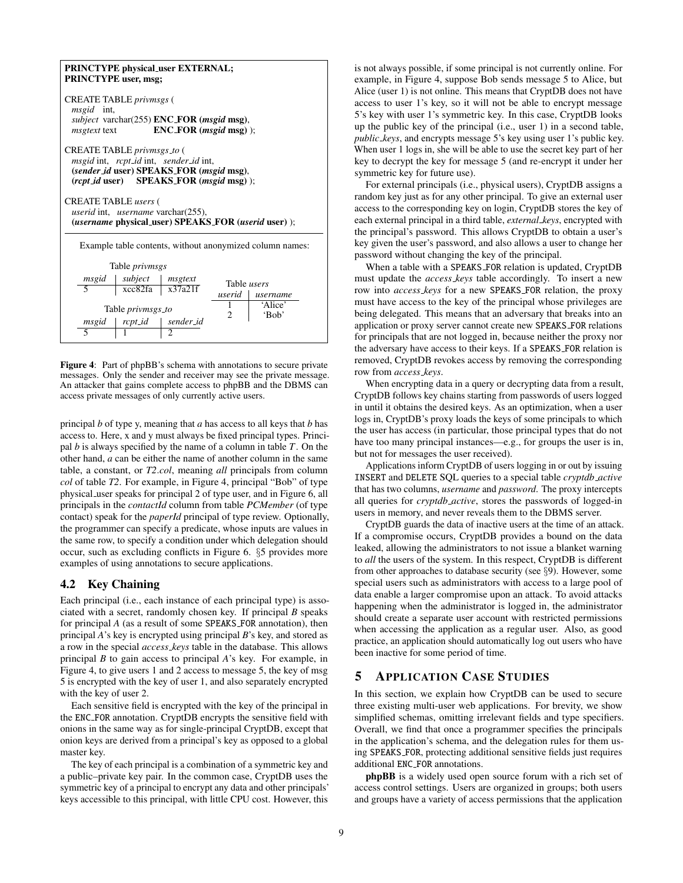```
PRINCTYPE physical_user EXTERNAL;
PRINCTYPE user, msg;

CREATE TABLE privmsgs (
  msgid  int,
  subject  varchar(255) ENC_FOR (msgid msg),
  msgtext text              ENC_FOR (msgid msg) );

CREATE TABLE privmsgs_to (
  msgid int,   rcpt_id int,   sender_id int,
  (sender_id user) SPEAKS_FOR (msgid msg),
  (rcpt_id user)     SPEAKS_FOR (msgid msg) );

CREATE TABLE users (
  userid int,   username varchar(255),
  (username physical_user) SPEAKS_FOR (userid user) );
```

Example table contents, without anonymized column names:

Table *privmsgs*

| msgid | subject | msgtext |
|---|---|---|
| 5 | xcc82fa | x37a21f |

Table *privmsgs_to*

| msgid | rcpt_id | sender_id |
|---|---|---|
| 5 | 1 | 2 |

Table *users*

| userid | username |
|---|---|
| 1 | 'Alice' |
| 2 | 'Bob' |

**Figure 4**: Part of phpBB's schema with annotations to secure private messages. Only the sender and receiver may see the private message. An attacker that gains complete access to phpBB and the DBMS can access private messages of only currently active users.

principal *b* of type y, meaning that *a* has access to all keys that *b* has access to. Here, x and y must always be fixed principal types. Principal *b* is always specified by the name of a column in table *T*. On the other hand, *a* can be either the name of another column in the same table, a constant, or *T2.col*, meaning *all* principals from column *col* of table *T2*. For example, in Figure 4, principal "Bob" of type physical_user speaks for principal 2 of type user, and in Figure 6, all principals in the *contactId* column from table *PCMember* (of type contact) speak for the *paperId* principal of type review. Optionally, the programmer can specify a predicate, whose inputs are values in the same row, to specify a condition under which delegation should occur, such as excluding conflicts in Figure 6. §5 provides more examples of using annotations to secure applications.

## 4.2 Key Chaining

Each principal (i.e., each instance of each principal type) is associated with a secret, randomly chosen key. If principal *B* speaks for principal *A* (as a result of some SPEAKS_FOR annotation), then principal *A*'s key is encrypted using principal *B*'s key, and stored as a row in the special *access_keys* table in the database. This allows principal *B* to gain access to principal *A*'s key. For example, in Figure 4, to give users 1 and 2 access to message 5, the key of msg 5 is encrypted with the key of user 1, and also separately encrypted with the key of user 2.

Each sensitive field is encrypted with the key of the principal in the ENC_FOR annotation. CryptDB encrypts the sensitive field with onions in the same way as for single-principal CryptDB, except that onion keys are derived from a principal's key as opposed to a global master key.

The key of each principal is a combination of a symmetric key and a public–private key pair. In the common case, CryptDB uses the symmetric key of a principal to encrypt any data and other principals' keys accessible to this principal, with little CPU cost. However, this is not always possible, if some principal is not currently online. For example, in Figure 4, suppose Bob sends message 5 to Alice, but Alice (user 1) is not online. This means that CryptDB does not have access to user 1's key, so it will not be able to encrypt message 5's key with user 1's symmetric key. In this case, CryptDB looks up the public key of the principal (i.e., user 1) in a second table, *public_keys*, and encrypts message 5's key using user 1's public key. When user 1 logs in, she will be able to use the secret key part of her key to decrypt the key for message 5 (and re-encrypt it under her symmetric key for future use).

For external principals (i.e., physical users), CryptDB assigns a random key just as for any other principal. To give an external user access to the corresponding key on login, CryptDB stores the key of each external principal in a third table, *external_keys*, encrypted with the principal's password. This allows CryptDB to obtain a user's key given the user's password, and also allows a user to change her password without changing the key of the principal.

When a table with a SPEAKS_FOR relation is updated, CryptDB must update the *access_keys* table accordingly. To insert a new row into *access_keys* for a new SPEAKS_FOR relation, the proxy must have access to the key of the principal whose privileges are being delegated. This means that an adversary that breaks into an application or proxy server cannot create new SPEAKS_FOR relations for principals that are not logged in, because neither the proxy nor the adversary have access to their keys. If a SPEAKS_FOR relation is removed, CryptDB revokes access by removing the corresponding row from *access_keys*.

When encrypting data in a query or decrypting data from a result, CryptDB follows key chains starting from passwords of users logged in until it obtains the desired keys. As an optimization, when a user logs in, CryptDB's proxy loads the keys of some principals to which the user has access (in particular, those principal types that do not have too many principal instances—e.g., for groups the user is in, but not for messages the user received).

Applications inform CryptDB of users logging in or out by issuing INSERT and DELETE SQL queries to a special table *cryptdb_active* that has two columns, *username* and *password*. The proxy intercepts all queries for *cryptdb_active*, stores the passwords of logged-in users in memory, and never reveals them to the DBMS server.

CryptDB guards the data of inactive users at the time of an attack. If a compromise occurs, CryptDB provides a bound on the data leaked, allowing the administrators to not issue a blanket warning to *all* the users of the system. In this respect, CryptDB is different from other approaches to database security (see §9). However, some special users such as administrators with access to a large pool of data enable a larger compromise upon an attack. To avoid attacks happening when the administrator is logged in, the administrator should create a separate user account with restricted permissions when accessing the application as a regular user. Also, as good practice, an application should automatically log out users who have been inactive for some period of time.

# 5 Application Case Studies

In this section, we explain how CryptDB can be used to secure three existing multi-user web applications. For brevity, we show simplified schemas, omitting irrelevant fields and type specifiers. Overall, we find that once a programmer specifies the principals in the application's schema, and the delegation rules for them using SPEAKS_FOR, protecting additional sensitive fields just requires additional ENC_FOR annotations.

**phpBB** is a widely used open source forum with a rich set of access control settings. Users are organized in groups; both users and groups have a variety of access permissions that the application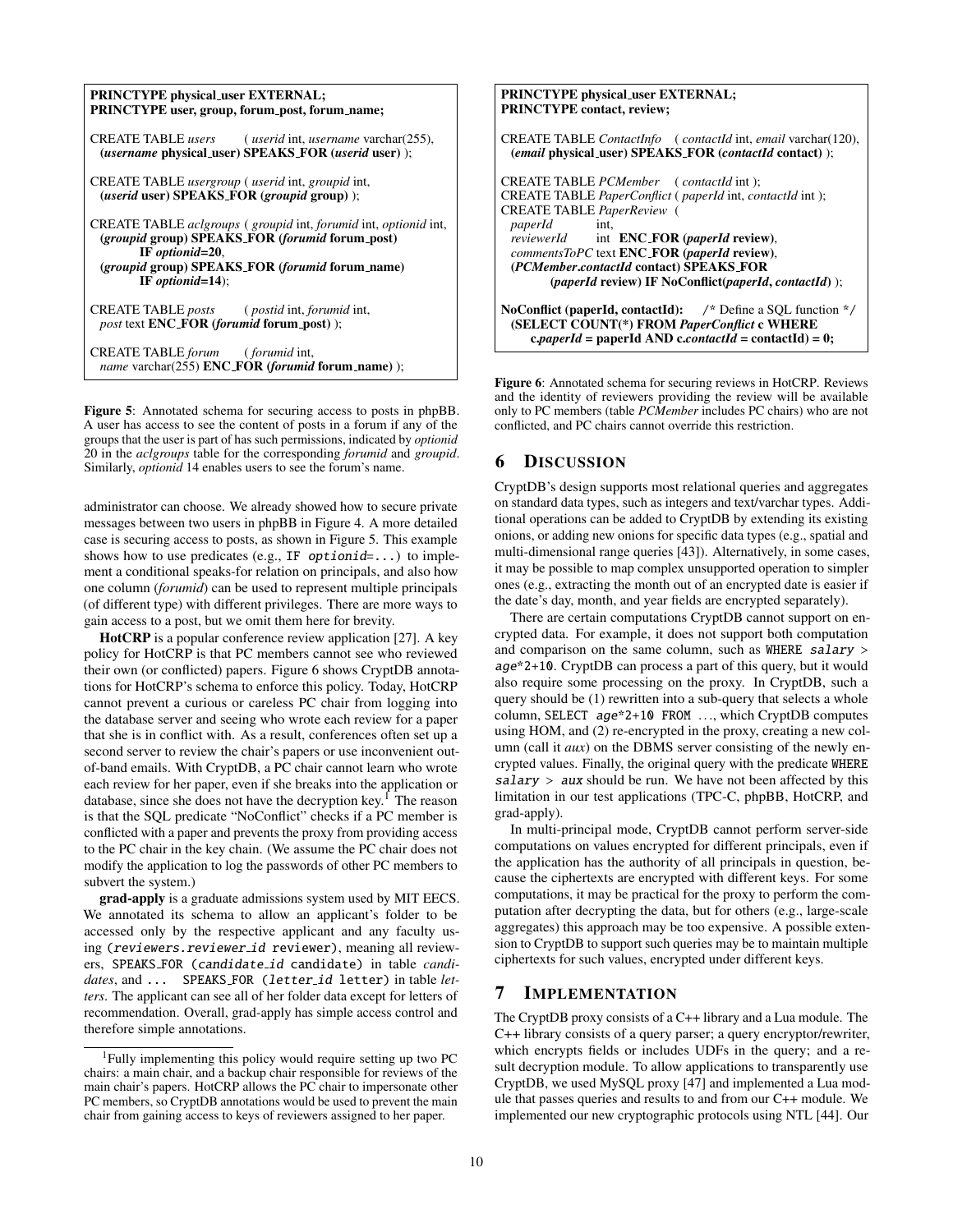```
PRINCTYPE physical_user EXTERNAL;
PRINCTYPE user, group, forum_post, forum_name;

CREATE TABLE users      ( userid int, username varchar(255),
  (username physical_user) SPEAKS_FOR (userid user) );

CREATE TABLE usergroup ( userid int, groupid int,
  (userid user) SPEAKS_FOR (groupid group) );

CREATE TABLE aclgroups ( groupid int, forumid int, optionid int,
  (groupid group) SPEAKS_FOR (forumid forum_post)
        IF optionid=20,
  (groupid group) SPEAKS_FOR (forumid forum_name)
        IF optionid=14);

CREATE TABLE posts      ( postid int, forumid int,
  post text ENC_FOR (forumid forum_post) );

CREATE TABLE forum      ( forumid int,
  name varchar(255) ENC_FOR (forumid forum_name) );
```

**Figure 5**: Annotated schema for securing access to posts in phpBB. A user has access to see the content of posts in a forum if any of the groups that the user is part of has such permissions, indicated by *optionid* 20 in the *aclgroups* table for the corresponding *forumid* and *groupid*. Similarly, *optionid* 14 enables users to see the forum's name.

administrator can choose. We already showed how to secure private messages between two users in phpBB in Figure 4. A more detailed case is securing access to posts, as shown in Figure 5. This example shows how to use predicates (e.g., `IF optionid=...`) to implement a conditional speaks-for relation on principals, and also how one column (*forumid*) can be used to represent multiple principals (of different type) with different privileges. There are more ways to gain access to a post, but we omit them here for brevity.

**HotCRP** is a popular conference review application [27]. A key policy for HotCRP is that PC members cannot see who reviewed their own (or conflicted) papers. Figure 6 shows CryptDB annotations for HotCRP's schema to enforce this policy. Today, HotCRP cannot prevent a curious or careless PC chair from logging into the database server and seeing who wrote each review for a paper that she is in conflict with. As a result, conferences often set up a second server to review the chair's papers or use inconvenient out-of-band emails. With CryptDB, a PC chair cannot learn who wrote each review for her paper, even if she breaks into the application or database, since she does not have the decryption key.[1] The reason is that the SQL predicate "NoConflict" checks if a PC member is conflicted with a paper and prevents the proxy from providing access to the PC chair in the key chain. (We assume the PC chair does not modify the application to log the passwords of other PC members to subvert the system.)

**grad-apply** is a graduate admissions system used by MIT EECS. We annotated its schema to allow an applicant's folder to be accessed only by the respective applicant and any faculty using `(reviewers.reviewer_id reviewer)`, meaning all reviewers, `SPEAKS_FOR (candidate_id candidate)` in table *candidates*, and `... SPEAKS_FOR (letter_id letter)` in table *letters*. The applicant can see all of her folder data except for letters of recommendation. Overall, grad-apply has simple access control and therefore simple annotations.

[1] Fully implementing this policy would require setting up two PC chairs: a main chair, and a backup chair responsible for reviews of the main chair's papers. HotCRP allows the PC chair to impersonate other PC members, so CryptDB annotations would be used to prevent the main chair from gaining access to keys of reviewers assigned to her paper.

```
PRINCTYPE physical_user EXTERNAL;
PRINCTYPE contact, review;

CREATE TABLE ContactInfo   ( contactId int, email varchar(120),
  (email physical_user) SPEAKS_FOR (contactId contact) );

CREATE TABLE PCMember    ( contactId int );
CREATE TABLE PaperConflict ( paperId int, contactId int );
CREATE TABLE PaperReview  (
  paperId        int,
  reviewerId     int  ENC_FOR (paperId review),
  commentsToPC text ENC_FOR (paperId review),
  (PCMember.contactId contact) SPEAKS_FOR
        (paperId review) IF NoConflict(paperId, contactId) );

NoConflict (paperId, contactId):    /* Define a SQL function */
  (SELECT COUNT(*) FROM PaperConflict c WHERE
      c.paperId = paperId AND c.contactId = contactId) = 0;
```

**Figure 6**: Annotated schema for securing reviews in HotCRP. Reviews and the identity of reviewers providing the review will be available only to PC members (table *PCMember* includes PC chairs) who are not conflicted, and PC chairs cannot override this restriction.

# 6 Discussion

CryptDB's design supports most relational queries and aggregates on standard data types, such as integers and text/varchar types. Additional operations can be added to CryptDB by extending its existing onions, or adding new onions for specific data types (e.g., spatial and multi-dimensional range queries [43]). Alternatively, in some cases, it may be possible to map complex unsupported operation to simpler ones (e.g., extracting the month out of an encrypted date is easier if the date's day, month, and year fields are encrypted separately).

There are certain computations CryptDB cannot support on encrypted data. For example, it does not support both computation and comparison on the same column, such as `WHERE salary > age*2+10`. CryptDB can process a part of this query, but it would also require some processing on the proxy. In CryptDB, such a query should be (1) rewritten into a sub-query that selects a whole column, `SELECT age*2+10 FROM ...`, which CryptDB computes using HOM, and (2) re-encrypted in the proxy, creating a new column (call it *aux*) on the DBMS server consisting of the newly encrypted values. Finally, the original query with the predicate `WHERE salary > aux` should be run. We have not been affected by this limitation in our test applications (TPC-C, phpBB, HotCRP, and grad-apply).

In multi-principal mode, CryptDB cannot perform server-side computations on values encrypted for different principals, even if the application has the authority of all principals in question, because the ciphertexts are encrypted with different keys. For some computations, it may be practical for the proxy to perform the computation after decrypting the data, but for others (e.g., large-scale aggregates) this approach may be too expensive. A possible extension to CryptDB to support such queries may be to maintain multiple ciphertexts for such values, encrypted under different keys.

# 7 Implementation

The CryptDB proxy consists of a C++ library and a Lua module. The C++ library consists of a query parser; a query encryptor/rewriter, which encrypts fields or includes UDFs in the query; and a result decryption module. To allow applications to transparently use CryptDB, we used MySQL proxy [47] and implemented a Lua module that passes queries and results to and from our C++ module. We implemented our new cryptographic protocols using NTL [44]. Our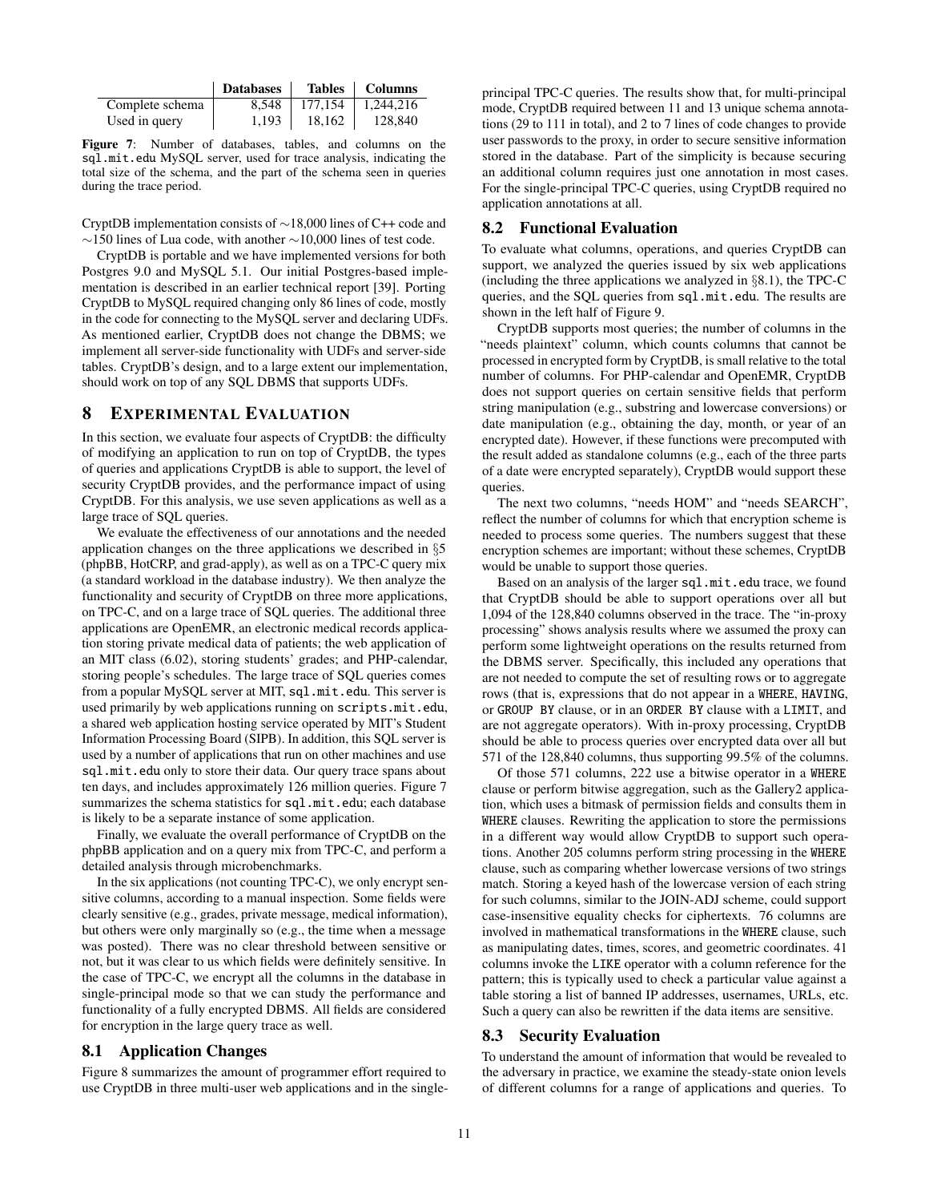| | Databases | Tables | Columns |
|---|---|---|---|
| Complete schema | 8,548 | 177,154 | 1,244,216 |
| Used in query | 1,193 | 18,162 | 128,840 |

**Figure 7**: Number of databases, tables, and columns on the sql.mit.edu MySQL server, used for trace analysis, indicating the total size of the schema, and the part of the schema seen in queries during the trace period.

CryptDB implementation consists of ∼18,000 lines of C++ code and ∼150 lines of Lua code, with another ∼10,000 lines of test code.

CryptDB is portable and we have implemented versions for both Postgres 9.0 and MySQL 5.1. Our initial Postgres-based implementation is described in an earlier technical report [39]. Porting CryptDB to MySQL required changing only 86 lines of code, mostly in the code for connecting to the MySQL server and declaring UDFs. As mentioned earlier, CryptDB does not change the DBMS; we implement all server-side functionality with UDFs and server-side tables. CryptDB's design, and to a large extent our implementation, should work on top of any SQL DBMS that supports UDFs.

## 8 Experimental Evaluation

In this section, we evaluate four aspects of CryptDB: the difficulty of modifying an application to run on top of CryptDB, the types of queries and applications CryptDB is able to support, the level of security CryptDB provides, and the performance impact of using CryptDB. For this analysis, we use seven applications as well as a large trace of SQL queries.

We evaluate the effectiveness of our annotations and the needed application changes on the three applications we described in §5 (phpBB, HotCRP, and grad-apply), as well as on a TPC-C query mix (a standard workload in the database industry). We then analyze the functionality and security of CryptDB on three more applications, on TPC-C, and on a large trace of SQL queries. The additional three applications are OpenEMR, an electronic medical records application storing private medical data of patients; the web application of an MIT class (6.02), storing students' grades; and PHP-calendar, storing people's schedules. The large trace of SQL queries comes from a popular MySQL server at MIT, sql.mit.edu. This server is used primarily by web applications running on scripts.mit.edu, a shared web application hosting service operated by MIT's Student Information Processing Board (SIPB). In addition, this SQL server is used by a number of applications that run on other machines and use sql.mit.edu only to store their data. Our query trace spans about ten days, and includes approximately 126 million queries. Figure 7 summarizes the schema statistics for sql.mit.edu; each database is likely to be a separate instance of some application.

Finally, we evaluate the overall performance of CryptDB on the phpBB application and on a query mix from TPC-C, and perform a detailed analysis through microbenchmarks.

In the six applications (not counting TPC-C), we only encrypt sensitive columns, according to a manual inspection. Some fields were clearly sensitive (e.g., grades, private message, medical information), but others were only marginally so (e.g., the time when a message was posted). There was no clear threshold between sensitive or not, but it was clear to us which fields were definitely sensitive. In the case of TPC-C, we encrypt all the columns in the database in single-principal mode so that we can study the performance and functionality of a fully encrypted DBMS. All fields are considered for encryption in the large query trace as well.

### 8.1 Application Changes

Figure 8 summarizes the amount of programmer effort required to use CryptDB in three multi-user web applications and in the single-principal TPC-C queries. The results show that, for multi-principal mode, CryptDB required between 11 and 13 unique schema annotations (29 to 111 in total), and 2 to 7 lines of code changes to provide user passwords to the proxy, in order to secure sensitive information stored in the database. Part of the simplicity is because securing an additional column requires just one annotation in most cases. For the single-principal TPC-C queries, using CryptDB required no application annotations at all.

### 8.2 Functional Evaluation

To evaluate what columns, operations, and queries CryptDB can support, we analyzed the queries issued by six web applications (including the three applications we analyzed in §8.1), the TPC-C queries, and the SQL queries from sql.mit.edu. The results are shown in the left half of Figure 9.

CryptDB supports most queries; the number of columns in the "needs plaintext" column, which counts columns that cannot be processed in encrypted form by CryptDB, is small relative to the total number of columns. For PHP-calendar and OpenEMR, CryptDB does not support queries on certain sensitive fields that perform string manipulation (e.g., substring and lowercase conversions) or date manipulation (e.g., obtaining the day, month, or year of an encrypted date). However, if these functions were precomputed with the result added as standalone columns (e.g., each of the three parts of a date were encrypted separately), CryptDB would support these queries.

The next two columns, "needs HOM" and "needs SEARCH", reflect the number of columns for which that encryption scheme is needed to process some queries. The numbers suggest that these encryption schemes are important; without these schemes, CryptDB would be unable to support those queries.

Based on an analysis of the larger sql.mit.edu trace, we found that CryptDB should be able to support operations over all but 1,094 of the 128,840 columns observed in the trace. The "in-proxy processing" shows analysis results where we assumed the proxy can perform some lightweight operations on the results returned from the DBMS server. Specifically, this included any operations that are not needed to compute the set of resulting rows or to aggregate rows (that is, expressions that do not appear in a WHERE, HAVING, or GROUP BY clause, or in an ORDER BY clause with a LIMIT, and are not aggregate operators). With in-proxy processing, CryptDB should be able to process queries over encrypted data over all but 571 of the 128,840 columns, thus supporting 99.5% of the columns.

Of those 571 columns, 222 use a bitwise operator in a WHERE clause or perform bitwise aggregation, such as the Gallery2 application, which uses a bitmask of permission fields and consults them in WHERE clauses. Rewriting the application to store the permissions in a different way would allow CryptDB to support such operations. Another 205 columns perform string processing in the WHERE clause, such as comparing whether lowercase versions of two strings match. Storing a keyed hash of the lowercase version of each string for such columns, similar to the JOIN-ADJ scheme, could support case-insensitive equality checks for ciphertexts. 76 columns are involved in mathematical transformations in the WHERE clause, such as manipulating dates, times, scores, and geometric coordinates. 41 columns invoke the LIKE operator with a column reference for the pattern; this is typically used to check a particular value against a table storing a list of banned IP addresses, usernames, URLs, etc. Such a query can also be rewritten if the data items are sensitive.

### 8.3 Security Evaluation

To understand the amount of information that would be revealed to the adversary in practice, we examine the steady-state onion levels of different columns for a range of applications and queries. To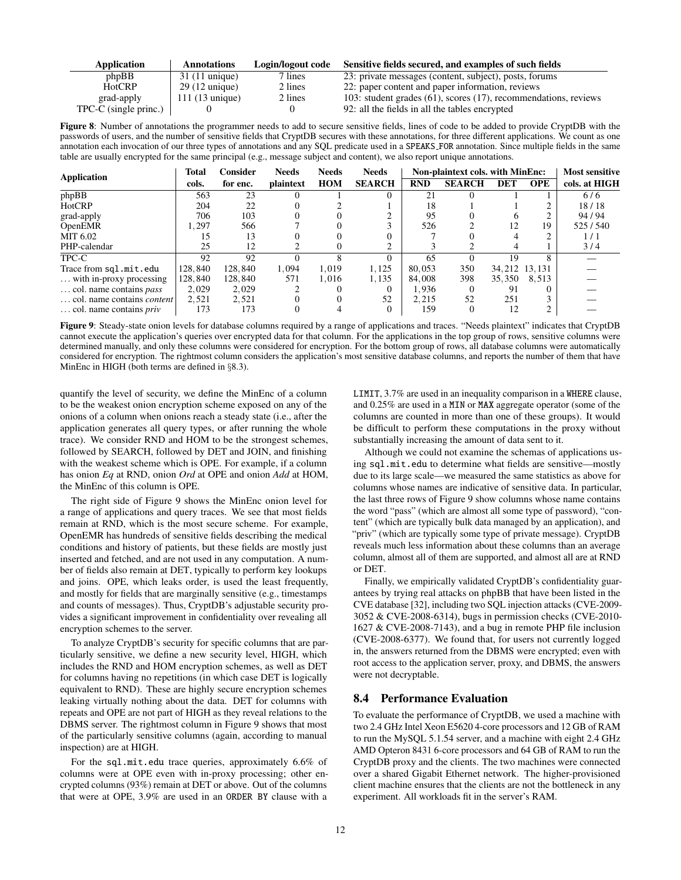| Application | Annotations | Login/logout code | Sensitive fields secured, and examples of such fields |
|---|---|---|---|
| phpBB | 31 (11 unique) | 7 lines | 23: private messages (content, subject), posts, forums |
| HotCRP | 29 (12 unique) | 2 lines | 22: paper content and paper information, reviews |
| grad-apply | 111 (13 unique) | 2 lines | 103: student grades (61), scores (17), recommendations, reviews |
| TPC-C (single princ.) | 0 | 0 | 92: all the fields in all the tables encrypted |

**Figure 8**: Number of annotations the programmer needs to add to secure sensitive fields, lines of code to be added to provide CryptDB with the passwords of users, and the number of sensitive fields that CryptDB secures with these annotations, for three different applications. We count as one annotation each invocation of our three types of annotations and any SQL predicate used in a SPEAKS_FOR annotation. Since multiple fields in the same table are usually encrypted for the same principal (e.g., message subject and content), we also report unique annotations.

| Application | Total cols. | Consider for enc. | Needs plaintext | Needs HOM | Needs SEARCH | Non-plaintext cols. with MinEnc: | | | | Most sensitive cols. at HIGH |
|---|---|---|---|---|---|---|---|---|---|---|
| | | | | | | RND | SEARCH | DET | OPE | |
| phpBB | 563 | 23 | 0 | 1 | 0 | 21 | 0 | 1 | 1 | 6 / 6 |
| HotCRP | 204 | 22 | 0 | 2 | 1 | 18 | 1 | 1 | 2 | 18 / 18 |
| grad-apply | 706 | 103 | 0 | 0 | 2 | 95 | 0 | 6 | 2 | 94 / 94 |
| OpenEMR | 1,297 | 566 | 7 | 0 | 3 | 526 | 2 | 12 | 19 | 525 / 540 |
| MIT 6.02 | 15 | 13 | 0 | 0 | 0 | 7 | 0 | 4 | 2 | 1 / 1 |
| PHP-calendar | 25 | 12 | 2 | 0 | 2 | 3 | 2 | 4 | 1 | 3 / 4 |
| TPC-C | 92 | 92 | 0 | 8 | 0 | 65 | 0 | 19 | 8 | — |
| Trace from sql.mit.edu | 128,840 | 128,840 | 1,094 | 1,019 | 1,125 | 80,053 | 350 | 34,212 | 13,131 | — |
| … with in-proxy processing | 128,840 | 128,840 | 571 | 1,016 | 1,135 | 84,008 | 398 | 35,350 | 8,513 | — |
| … col. name contains *pass* | 2,029 | 2,029 | 2 | 0 | 0 | 1,936 | 0 | 91 | 0 | — |
| … col. name contains *content* | 2,521 | 2,521 | 0 | 0 | 52 | 2,215 | 52 | 251 | 3 | — |
| … col. name contains *priv* | 173 | 173 | 0 | 4 | 0 | 159 | 0 | 12 | 2 | — |

**Figure 9**: Steady-state onion levels for database columns required by a range of applications and traces. "Needs plaintext" indicates that CryptDB cannot execute the application's queries over encrypted data for that column. For the applications in the top group of rows, sensitive columns were determined manually, and only these columns were considered for encryption. For the bottom group of rows, all database columns were automatically considered for encryption. The rightmost column considers the application's most sensitive database columns, and reports the number of them that have MinEnc in HIGH (both terms are defined in §8.3).

quantify the level of security, we define the MinEnc of a column to be the weakest onion encryption scheme exposed on any of the onions of a column when onions reach a steady state (i.e., after the application generates all query types, or after running the whole trace). We consider RND and HOM to be the strongest schemes, followed by SEARCH, followed by DET and JOIN, and finishing with the weakest scheme which is OPE. For example, if a column has onion *Eq* at RND, onion *Ord* at OPE and onion *Add* at HOM, the MinEnc of this column is OPE.

The right side of Figure 9 shows the MinEnc onion level for a range of applications and query traces. We see that most fields remain at RND, which is the most secure scheme. For example, OpenEMR has hundreds of sensitive fields describing the medical conditions and history of patients, but these fields are mostly just inserted and fetched, and are not used in any computation. A number of fields also remain at DET, typically to perform key lookups and joins. OPE, which leaks order, is used the least frequently, and mostly for fields that are marginally sensitive (e.g., timestamps and counts of messages). Thus, CryptDB's adjustable security provides a significant improvement in confidentiality over revealing all encryption schemes to the server.

To analyze CryptDB's security for specific columns that are particularly sensitive, we define a new security level, HIGH, which includes the RND and HOM encryption schemes, as well as DET for columns having no repetitions (in which case DET is logically equivalent to RND). These are highly secure encryption schemes leaking virtually nothing about the data. DET for columns with repeats and OPE are not part of HIGH as they reveal relations to the DBMS server. The rightmost column in Figure 9 shows that most of the particularly sensitive columns (again, according to manual inspection) are at HIGH.

For the sql.mit.edu trace queries, approximately 6.6% of columns were at OPE even with in-proxy processing; other encrypted columns (93%) remain at DET or above. Out of the columns that were at OPE, 3.9% are used in an ORDER BY clause with a LIMIT, 3.7% are used in an inequality comparison in a WHERE clause, and 0.25% are used in a MIN or MAX aggregate operator (some of the columns are counted in more than one of these groups). It would be difficult to perform these computations in the proxy without substantially increasing the amount of data sent to it.

Although we could not examine the schemas of applications using sql.mit.edu to determine what fields are sensitive—mostly due to its large scale—we measured the same statistics as above for columns whose names are indicative of sensitive data. In particular, the last three rows of Figure 9 show columns whose name contains the word "pass" (which are almost all some type of password), "content" (which are typically bulk data managed by an application), and "priv" (which are typically some type of private message). CryptDB reveals much less information about these columns than an average column, almost all of them are supported, and almost all are at RND or DET.

Finally, we empirically validated CryptDB's confidentiality guarantees by trying real attacks on phpBB that have been listed in the CVE database [32], including two SQL injection attacks (CVE-2009-3052 & CVE-2008-6314), bugs in permission checks (CVE-2010-1627 & CVE-2008-7143), and a bug in remote PHP file inclusion (CVE-2008-6377). We found that, for users not currently logged in, the answers returned from the DBMS were encrypted; even with root access to the application server, proxy, and DBMS, the answers were not decryptable.

## 8.4 Performance Evaluation

To evaluate the performance of CryptDB, we used a machine with two 2.4 GHz Intel Xeon E5620 4-core processors and 12 GB of RAM to run the MySQL 5.1.54 server, and a machine with eight 2.4 GHz AMD Opteron 8431 6-core processors and 64 GB of RAM to run the CryptDB proxy and the clients. The two machines were connected over a shared Gigabit Ethernet network. The higher-provisioned client machine ensures that the clients are not the bottleneck in any experiment. All workloads fit in the server's RAM.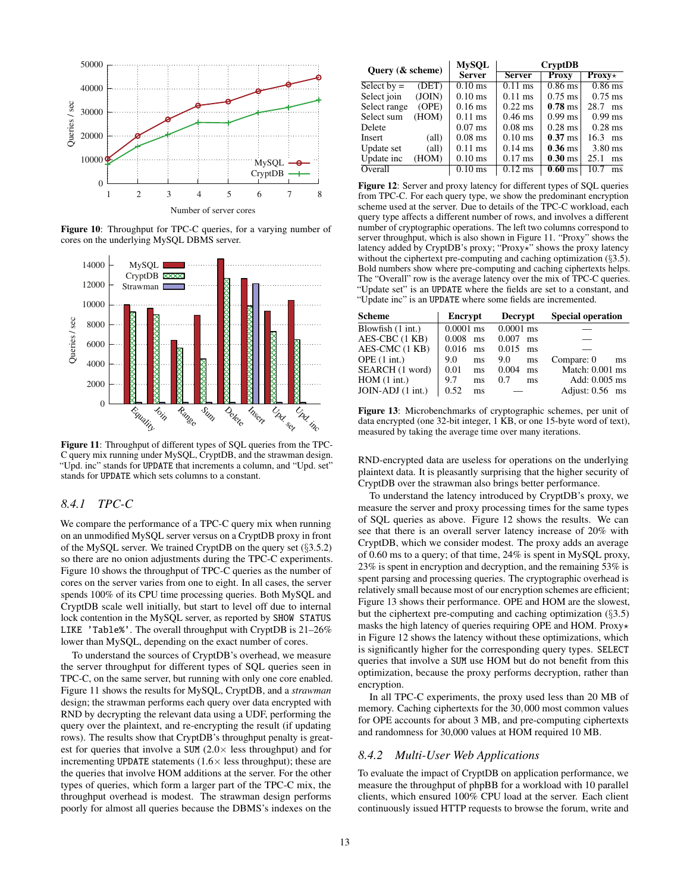50000
40000
30000
20000
10000
0
Queries / sec
1 2 3 4 5 6 7 8
Number of server cores
MySQL
CryptDB

**Figure 10**: Throughput for TPC-C queries, for a varying number of cores on the underlying MySQL DBMS server.

14000
12000
10000
8000
6000
4000
2000
0
Queries / sec
MySQL
CryptDB
Strawman
Equality Join Range Sum Delete Insert Upd. set Upd. inc

**Figure 11**: Throughput of different types of SQL queries from the TPC-C query mix running under MySQL, CryptDB, and the strawman design. "Upd. inc" stands for `UPDATE` that increments a column, and "Upd. set" stands for `UPDATE` which sets columns to a constant.

### 8.4.1 TPC-C

We compare the performance of a TPC-C query mix when running on an unmodified MySQL server versus on a CryptDB proxy in front of the MySQL server. We trained CryptDB on the query set (§3.5.2) so there are no onion adjustments during the TPC-C experiments. Figure 10 shows the throughput of TPC-C queries as the number of cores on the server varies from one to eight. In all cases, the server spends 100% of its CPU time processing queries. Both MySQL and CryptDB scale well initially, but start to level off due to internal lock contention in the MySQL server, as reported by `SHOW STATUS LIKE 'Table%'`. The overall throughput with CryptDB is 21–26% lower than MySQL, depending on the exact number of cores.

To understand the sources of CryptDB's overhead, we measure the server throughput for different types of SQL queries seen in TPC-C, on the same server, but running with only one core enabled. Figure 11 shows the results for MySQL, CryptDB, and a *strawman* design; the strawman performs each query over data encrypted with RND by decrypting the relevant data using a UDF, performing the query over the plaintext, and re-encrypting the result (if updating rows). The results show that CryptDB's throughput penalty is greatest for queries that involve a `SUM` (2.0× less throughput) and for incrementing `UPDATE` statements (1.6× less throughput); these are the queries that involve HOM additions at the server. For the other types of queries, which form a larger part of the TPC-C mix, the throughput overhead is modest. The strawman design performs poorly for almost all queries because the DBMS's indexes on the RND-encrypted data are useless for operations on the underlying plaintext data. It is pleasantly surprising that the higher security of CryptDB over the strawman also brings better performance.

| Query (& scheme) | | MySQL | CryptDB | | |
|---|---|---|---|---|---|
| | | Server | Server | Proxy | Proxy⋆ |
| Select by = | (DET) | 0.10 ms | 0.11 ms | 0.86 ms | 0.86 ms |
| Select join | (JOIN) | 0.10 ms | 0.11 ms | 0.75 ms | 0.75 ms |
| Select range | (OPE) | 0.16 ms | 0.22 ms | **0.78** ms | 28.7 ms |
| Select sum | (HOM) | 0.11 ms | 0.46 ms | 0.99 ms | 0.99 ms |
| Delete | | 0.07 ms | 0.08 ms | 0.28 ms | 0.28 ms |
| Insert | (all) | 0.08 ms | 0.10 ms | **0.37** ms | 16.3 ms |
| Update set | (all) | 0.11 ms | 0.14 ms | **0.36** ms | 3.80 ms |
| Update inc | (HOM) | 0.10 ms | 0.17 ms | **0.30** ms | 25.1 ms |
| Overall | | 0.10 ms | 0.12 ms | **0.60** ms | 10.7 ms |

**Figure 12**: Server and proxy latency for different types of SQL queries from TPC-C. For each query type, we show the predominant encryption scheme used at the server. Due to details of the TPC-C workload, each query type affects a different number of rows, and involves a different number of cryptographic operations. The left two columns correspond to server throughput, which is also shown in Figure 11. "Proxy" shows the latency added by CryptDB's proxy; "Proxy⋆" shows the proxy latency without the ciphertext pre-computing and caching optimization (§3.5). Bold numbers show where pre-computing and caching ciphertexts helps. The "Overall" row is the average latency over the mix of TPC-C queries. "Update set" is an `UPDATE` where the fields are set to a constant, and "Update inc" is an `UPDATE` where some fields are incremented.

| Scheme | Encrypt | Decrypt | Special operation |
|---|---|---|---|
| Blowfish (1 int.) | 0.0001 ms | 0.0001 ms | — |
| AES-CBC (1 KB) | 0.008 ms | 0.007 ms | — |
| AES-CMC (1 KB) | 0.016 ms | 0.015 ms | — |
| OPE (1 int.) | 9.0 ms | 9.0 ms | Compare: 0 ms |
| SEARCH (1 word) | 0.01 ms | 0.004 ms | Match: 0.001 ms |
| HOM (1 int.) | 9.7 ms | 0.7 ms | Add: 0.005 ms |
| JOIN-ADJ (1 int.) | 0.52 ms | — | Adjust: 0.56 ms |

**Figure 13**: Microbenchmarks of cryptographic schemes, per unit of data encrypted (one 32-bit integer, 1 KB, or one 15-byte word of text), measured by taking the average time over many iterations.

To understand the latency introduced by CryptDB's proxy, we measure the server and proxy processing times for the same types of SQL queries as above. Figure 12 shows the results. We can see that there is an overall server latency increase of 20% with CryptDB, which we consider modest. The proxy adds an average of 0.60 ms to a query; of that time, 24% is spent in MySQL proxy, 23% is spent in encryption and decryption, and the remaining 53% is spent parsing and processing queries. The cryptographic overhead is relatively small because most of our encryption schemes are efficient; Figure 13 shows their performance. OPE and HOM are the slowest, but the ciphertext pre-computing and caching optimization (§3.5) masks the high latency of queries requiring OPE and HOM. Proxy⋆ in Figure 12 shows the latency without these optimizations, which is significantly higher for the corresponding query types. `SELECT` queries that involve a `SUM` use HOM but do not benefit from this optimization, because the proxy performs decryption, rather than encryption.

In all TPC-C experiments, the proxy used less than 20 MB of memory. Caching ciphertexts for the 30,000 most common values for OPE accounts for about 3 MB, and pre-computing ciphertexts and randomness for 30,000 values at HOM required 10 MB.

### 8.4.2 Multi-User Web Applications

To evaluate the impact of CryptDB on application performance, we measure the throughput of phpBB for a workload with 10 parallel clients, which ensured 100% CPU load at the server. Each client continuously issued HTTP requests to browse the forum, write and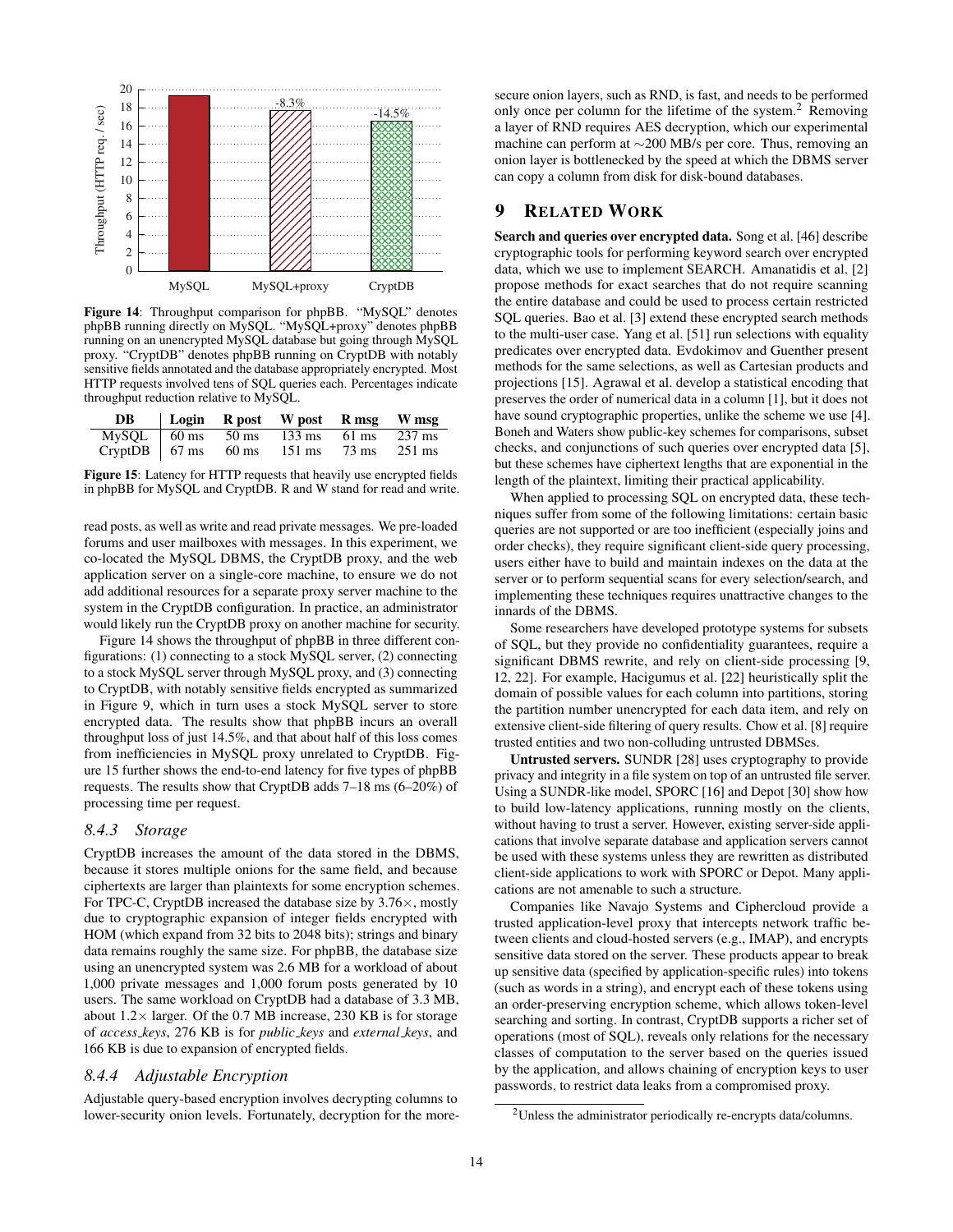Figure 14: Throughput comparison for phpBB. "MySQL" denotes phpBB running directly on MySQL. "MySQL+proxy" denotes phpBB running on an unencrypted MySQL database but going through MySQL proxy. "CryptDB" denotes phpBB running on CryptDB with notably sensitive fields annotated and the database appropriately encrypted. Most HTTP requests involved tens of SQL queries each. Percentages indicate throughput reduction relative to MySQL.

| DB | Login | R post | W post | R msg | W msg |
|---|---|---|---|---|---|
| MySQL | 60 ms | 50 ms | 133 ms | 61 ms | 237 ms |
| CryptDB | 67 ms | 60 ms | 151 ms | 73 ms | 251 ms |

Figure 15: Latency for HTTP requests that heavily use encrypted fields in phpBB for MySQL and CryptDB. R and W stand for read and write.

read posts, as well as write and read private messages. We pre-loaded forums and user mailboxes with messages. In this experiment, we co-located the MySQL DBMS, the CryptDB proxy, and the web application server on a single-core machine, to ensure we do not add additional resources for a separate proxy server machine to the system in the CryptDB configuration. In practice, an administrator would likely run the CryptDB proxy on another machine for security.

Figure 14 shows the throughput of phpBB in three different configurations: (1) connecting to a stock MySQL server, (2) connecting to a stock MySQL server through MySQL proxy, and (3) connecting to CryptDB, with notably sensitive fields encrypted as summarized in Figure 9, which in turn uses a stock MySQL server to store encrypted data. The results show that phpBB incurs an overall throughput loss of just 14.5%, and that about half of this loss comes from inefficiencies in MySQL proxy unrelated to CryptDB. Figure 15 further shows the end-to-end latency for five types of phpBB requests. The results show that CryptDB adds 7–18 ms (6–20%) of processing time per request.

### 8.4.3 Storage

CryptDB increases the amount of the data stored in the DBMS, because it stores multiple onions for the same field, and because ciphertexts are larger than plaintexts for some encryption schemes. For TPC-C, CryptDB increased the database size by 3.76×, mostly due to cryptographic expansion of integer fields encrypted with HOM (which expand from 32 bits to 2048 bits); strings and binary data remains roughly the same size. For phpBB, the database size using an unencrypted system was 2.6 MB for a workload of about 1,000 private messages and 1,000 forum posts generated by 10 users. The same workload on CryptDB had a database of 3.3 MB, about 1.2× larger. Of the 0.7 MB increase, 230 KB is for storage of *access_keys*, 276 KB is for *public_keys* and *external_keys*, and 166 KB is due to expansion of encrypted fields.

### 8.4.4 Adjustable Encryption

Adjustable query-based encryption involves decrypting columns to lower-security onion levels. Fortunately, decryption for the more-secure onion layers, such as RND, is fast, and needs to be performed only once per column for the lifetime of the system.[2] Removing a layer of RND requires AES decryption, which our experimental machine can perform at ∼200 MB/s per core. Thus, removing an onion layer is bottlenecked by the speed at which the DBMS server can copy a column from disk for disk-bound databases.

## 9 Related Work

**Search and queries over encrypted data.** Song et al. [46] describe cryptographic tools for performing keyword search over encrypted data, which we use to implement SEARCH. Amanatidis et al. [2] propose methods for exact searches that do not require scanning the entire database and could be used to process certain restricted SQL queries. Bao et al. [3] extend these encrypted search methods to the multi-user case. Yang et al. [51] run selections with equality predicates over encrypted data. Evdokimov and Guenther present methods for the same selections, as well as Cartesian products and projections [15]. Agrawal et al. develop a statistical encoding that preserves the order of numerical data in a column [1], but it does not have sound cryptographic properties, unlike the scheme we use [4]. Boneh and Waters show public-key schemes for comparisons, subset checks, and conjunctions of such queries over encrypted data [5], but these schemes have ciphertext lengths that are exponential in the length of the plaintext, limiting their practical applicability.

When applied to processing SQL on encrypted data, these techniques suffer from some of the following limitations: certain basic queries are not supported or are too inefficient (especially joins and order checks), they require significant client-side query processing, users either have to build and maintain indexes on the data at the server or to perform sequential scans for every selection/search, and implementing these techniques requires unattractive changes to the innards of the DBMS.

Some researchers have developed prototype systems for subsets of SQL, but they provide no confidentiality guarantees, require a significant DBMS rewrite, and rely on client-side processing [9, 12, 22]. For example, Hacigumus et al. [22] heuristically split the domain of possible values for each column into partitions, storing the partition number unencrypted for each data item, and rely on extensive client-side filtering of query results. Chow et al. [8] require trusted entities and two non-colluding untrusted DBMSes.

**Untrusted servers.** SUNDR [28] uses cryptography to provide privacy and integrity in a file system on top of an untrusted file server. Using a SUNDR-like model, SPORC [16] and Depot [30] show how to build low-latency applications, running mostly on the clients, without having to trust a server. However, existing server-side applications that involve separate database and application servers cannot be used with these systems unless they are rewritten as distributed client-side applications to work with SPORC or Depot. Many applications are not amenable to such a structure.

Companies like Navajo Systems and Ciphercloud provide a trusted application-level proxy that intercepts network traffic between clients and cloud-hosted servers (e.g., IMAP), and encrypts sensitive data stored on the server. These products appear to break up sensitive data (specified by application-specific rules) into tokens (such as words in a string), and encrypt each of these tokens using an order-preserving encryption scheme, which allows token-level searching and sorting. In contrast, CryptDB supports a richer set of operations (most of SQL), reveals only relations for the necessary classes of computation to the server based on the queries issued by the application, and allows chaining of encryption keys to user passwords, to restrict data leaks from a compromised proxy.

[2] Unless the administrator periodically re-encrypts data/columns.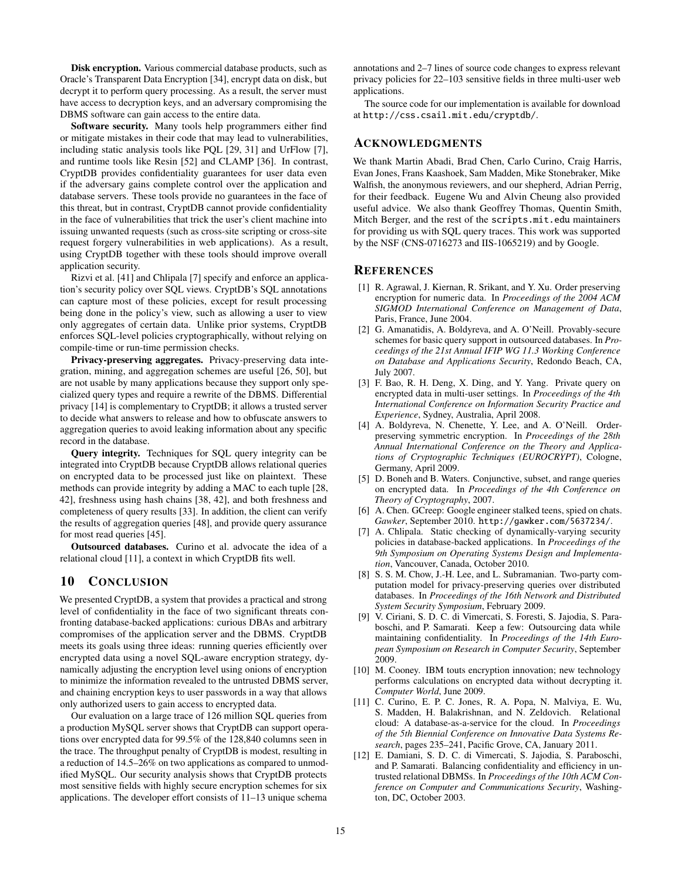**Disk encryption.** Various commercial database products, such as Oracle's Transparent Data Encryption [34], encrypt data on disk, but decrypt it to perform query processing. As a result, the server must have access to decryption keys, and an adversary compromising the DBMS software can gain access to the entire data.

**Software security.** Many tools help programmers either find or mitigate mistakes in their code that may lead to vulnerabilities, including static analysis tools like PQL [29, 31] and UrFlow [7], and runtime tools like Resin [52] and CLAMP [36]. In contrast, CryptDB provides confidentiality guarantees for user data even if the adversary gains complete control over the application and database servers. These tools provide no guarantees in the face of this threat, but in contrast, CryptDB cannot provide confidentiality in the face of vulnerabilities that trick the user's client machine into issuing unwanted requests (such as cross-site scripting or cross-site request forgery vulnerabilities in web applications). As a result, using CryptDB together with these tools should improve overall application security.

Rizvi et al. [41] and Chlipala [7] specify and enforce an application's security policy over SQL views. CryptDB's SQL annotations can capture most of these policies, except for result processing being done in the policy's view, such as allowing a user to view only aggregates of certain data. Unlike prior systems, CryptDB enforces SQL-level policies cryptographically, without relying on compile-time or run-time permission checks.

**Privacy-preserving aggregates.** Privacy-preserving data integration, mining, and aggregation schemes are useful [26, 50], but are not usable by many applications because they support only specialized query types and require a rewrite of the DBMS. Differential privacy [14] is complementary to CryptDB; it allows a trusted server to decide what answers to release and how to obfuscate answers to aggregation queries to avoid leaking information about any specific record in the database.

**Query integrity.** Techniques for SQL query integrity can be integrated into CryptDB because CryptDB allows relational queries on encrypted data to be processed just like on plaintext. These methods can provide integrity by adding a MAC to each tuple [28, 42], freshness using hash chains [38, 42], and both freshness and completeness of query results [33]. In addition, the client can verify the results of aggregation queries [48], and provide query assurance for most read queries [45].

**Outsourced databases.** Curino et al. advocate the idea of a relational cloud [11], a context in which CryptDB fits well.

## 10 CONCLUSION

We presented CryptDB, a system that provides a practical and strong level of confidentiality in the face of two significant threats confronting database-backed applications: curious DBAs and arbitrary compromises of the application server and the DBMS. CryptDB meets its goals using three ideas: running queries efficiently over encrypted data using a novel SQL-aware encryption strategy, dynamically adjusting the encryption level using onions of encryption to minimize the information revealed to the untrusted DBMS server, and chaining encryption keys to user passwords in a way that allows only authorized users to gain access to encrypted data.

Our evaluation on a large trace of 126 million SQL queries from a production MySQL server shows that CryptDB can support operations over encrypted data for 99.5% of the 128,840 columns seen in the trace. The throughput penalty of CryptDB is modest, resulting in a reduction of 14.5–26% on two applications as compared to unmodified MySQL. Our security analysis shows that CryptDB protects most sensitive fields with highly secure encryption schemes for six applications. The developer effort consists of 11–13 unique schema annotations and 2–7 lines of source code changes to express relevant privacy policies for 22–103 sensitive fields in three multi-user web applications.

The source code for our implementation is available for download at `http://css.csail.mit.edu/cryptdb/`.

## ACKNOWLEDGMENTS

We thank Martin Abadi, Brad Chen, Carlo Curino, Craig Harris, Evan Jones, Frans Kaashoek, Sam Madden, Mike Stonebraker, Mike Walfish, the anonymous reviewers, and our shepherd, Adrian Perrig, for their feedback. Eugene Wu and Alvin Cheung also provided useful advice. We also thank Geoffrey Thomas, Quentin Smith, Mitch Berger, and the rest of the `scripts.mit.edu` maintainers for providing us with SQL query traces. This work was supported by the NSF (CNS-0716273 and IIS-1065219) and by Google.

## REFERENCES

[1] R. Agrawal, J. Kiernan, R. Srikant, and Y. Xu. Order preserving encryption for numeric data. In *Proceedings of the 2004 ACM SIGMOD International Conference on Management of Data*, Paris, France, June 2004.

[2] G. Amanatidis, A. Boldyreva, and A. O'Neill. Provably-secure schemes for basic query support in outsourced databases. In *Proceedings of the 21st Annual IFIP WG 11.3 Working Conference on Database and Applications Security*, Redondo Beach, CA, July 2007.

[3] F. Bao, R. H. Deng, X. Ding, and Y. Yang. Private query on encrypted data in multi-user settings. In *Proceedings of the 4th International Conference on Information Security Practice and Experience*, Sydney, Australia, April 2008.

[4] A. Boldyreva, N. Chenette, Y. Lee, and A. O'Neill. Order-preserving symmetric encryption. In *Proceedings of the 28th Annual International Conference on the Theory and Applications of Cryptographic Techniques (EUROCRYPT)*, Cologne, Germany, April 2009.

[5] D. Boneh and B. Waters. Conjunctive, subset, and range queries on encrypted data. In *Proceedings of the 4th Conference on Theory of Cryptography*, 2007.

[6] A. Chen. GCreep: Google engineer stalked teens, spied on chats. *Gawker*, September 2010. `http://gawker.com/5637234/`.

[7] A. Chlipala. Static checking of dynamically-varying security policies in database-backed applications. In *Proceedings of the 9th Symposium on Operating Systems Design and Implementation*, Vancouver, Canada, October 2010.

[8] S. S. M. Chow, J.-H. Lee, and L. Subramanian. Two-party computation model for privacy-preserving queries over distributed databases. In *Proceedings of the 16th Network and Distributed System Security Symposium*, February 2009.

[9] V. Ciriani, S. D. C. di Vimercati, S. Foresti, S. Jajodia, S. Paraboschi, and P. Samarati. Keep a few: Outsourcing data while maintaining confidentiality. In *Proceedings of the 14th European Symposium on Research in Computer Security*, September 2009.

[10] M. Cooney. IBM touts encryption innovation; new technology performs calculations on encrypted data without decrypting it. *Computer World*, June 2009.

[11] C. Curino, E. P. C. Jones, R. A. Popa, N. Malviya, E. Wu, S. Madden, H. Balakrishnan, and N. Zeldovich. Relational cloud: A database-as-a-service for the cloud. In *Proceedings of the 5th Biennial Conference on Innovative Data Systems Research*, pages 235–241, Pacific Grove, CA, January 2011.

[12] E. Damiani, S. D. C. di Vimercati, S. Jajodia, S. Paraboschi, and P. Samarati. Balancing confidentiality and efficiency in untrusted relational DBMSs. In *Proceedings of the 10th ACM Conference on Computer and Communications Security*, Washington, DC, October 2003.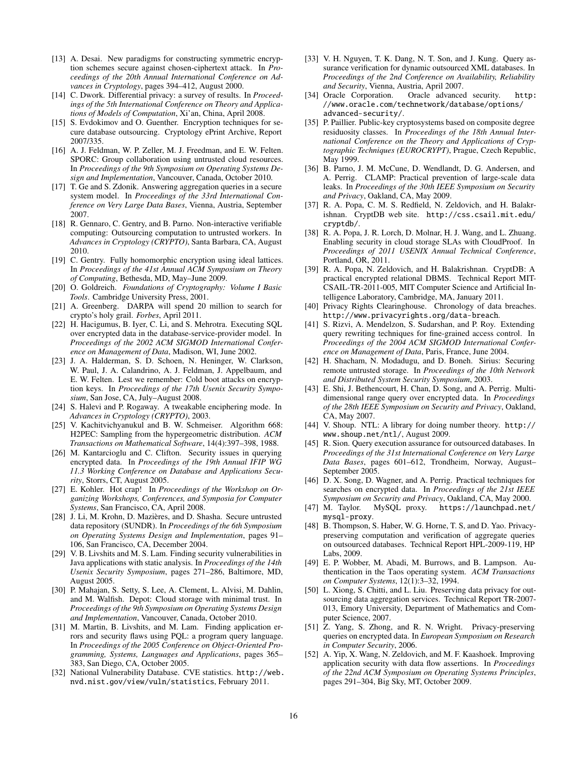[13] A. Desai. New paradigms for constructing symmetric encryption schemes secure against chosen-ciphertext attack. In *Proceedings of the 20th Annual International Conference on Advances in Cryptology*, pages 394–412, August 2000.

[14] C. Dwork. Differential privacy: a survey of results. In *Proceedings of the 5th International Conference on Theory and Applications of Models of Computation*, Xi'an, China, April 2008.

[15] S. Evdokimov and O. Guenther. Encryption techniques for secure database outsourcing. Cryptology ePrint Archive, Report 2007/335.

[16] A. J. Feldman, W. P. Zeller, M. J. Freedman, and E. W. Felten. SPORC: Group collaboration using untrusted cloud resources. In *Proceedings of the 9th Symposium on Operating Systems Design and Implementation*, Vancouver, Canada, October 2010.

[17] T. Ge and S. Zdonik. Answering aggregation queries in a secure system model. In *Proceedings of the 33rd International Conference on Very Large Data Bases*, Vienna, Austria, September 2007.

[18] R. Gennaro, C. Gentry, and B. Parno. Non-interactive verifiable computing: Outsourcing computation to untrusted workers. In *Advances in Cryptology (CRYPTO)*, Santa Barbara, CA, August 2010.

[19] C. Gentry. Fully homomorphic encryption using ideal lattices. In *Proceedings of the 41st Annual ACM Symposium on Theory of Computing*, Bethesda, MD, May–June 2009.

[20] O. Goldreich. *Foundations of Cryptography: Volume I Basic Tools*. Cambridge University Press, 2001.

[21] A. Greenberg. DARPA will spend 20 million to search for crypto's holy grail. *Forbes*, April 2011.

[22] H. Hacigumus, B. Iyer, C. Li, and S. Mehrotra. Executing SQL over encrypted data in the database-service-provider model. In *Proceedings of the 2002 ACM SIGMOD International Conference on Management of Data*, Madison, WI, June 2002.

[23] J. A. Halderman, S. D. Schoen, N. Heninger, W. Clarkson, W. Paul, J. A. Calandrino, A. J. Feldman, J. Appelbaum, and E. W. Felten. Lest we remember: Cold boot attacks on encryption keys. In *Proceedings of the 17th Usenix Security Symposium*, San Jose, CA, July–August 2008.

[24] S. Halevi and P. Rogaway. A tweakable enciphering mode. In *Advances in Cryptology (CRYPTO)*, 2003.

[25] V. Kachitvichyanukul and B. W. Schmeiser. Algorithm 668: H2PEC: Sampling from the hypergeometric distribution. *ACM Transactions on Mathematical Software*, 14(4):397–398, 1988.

[26] M. Kantarcioglu and C. Clifton. Security issues in querying encrypted data. In *Proceedings of the 19th Annual IFIP WG 11.3 Working Conference on Database and Applications Security*, Storrs, CT, August 2005.

[27] E. Kohler. Hot crap! In *Proceedings of the Workshop on Organizing Workshops, Conferences, and Symposia for Computer Systems*, San Francisco, CA, April 2008.

[28] J. Li, M. Krohn, D. Mazières, and D. Shasha. Secure untrusted data repository (SUNDR). In *Proceedings of the 6th Symposium on Operating Systems Design and Implementation*, pages 91–106, San Francisco, CA, December 2004.

[29] V. B. Livshits and M. S. Lam. Finding security vulnerabilities in Java applications with static analysis. In *Proceedings of the 14th Usenix Security Symposium*, pages 271–286, Baltimore, MD, August 2005.

[30] P. Mahajan, S. Setty, S. Lee, A. Clement, L. Alvisi, M. Dahlin, and M. Walfish. Depot: Cloud storage with minimal trust. In *Proceedings of the 9th Symposium on Operating Systems Design and Implementation*, Vancouver, Canada, October 2010.

[31] M. Martin, B. Livshits, and M. Lam. Finding application errors and security flaws using PQL: a program query language. In *Proceedings of the 2005 Conference on Object-Oriented Programming, Systems, Languages and Applications*, pages 365–383, San Diego, CA, October 2005.

[32] National Vulnerability Database. CVE statistics. http://web.nvd.nist.gov/view/vuln/statistics, February 2011.

[33] V. H. Nguyen, T. K. Dang, N. T. Son, and J. Kung. Query assurance verification for dynamic outsourced XML databases. In *Proceedings of the 2nd Conference on Availability, Reliability and Security*, Vienna, Austria, April 2007.

[34] Oracle Corporation. Oracle advanced security. http://www.oracle.com/technetwork/database/options/advanced-security/.

[35] P. Paillier. Public-key cryptosystems based on composite degree residuosity classes. In *Proceedings of the 18th Annual International Conference on the Theory and Applications of Cryptographic Techniques (EUROCRYPT)*, Prague, Czech Republic, May 1999.

[36] B. Parno, J. M. McCune, D. Wendlandt, D. G. Andersen, and A. Perrig. CLAMP: Practical prevention of large-scale data leaks. In *Proceedings of the 30th IEEE Symposium on Security and Privacy*, Oakland, CA, May 2009.

[37] R. A. Popa, C. M. S. Redfield, N. Zeldovich, and H. Balakrishnan. CryptDB web site. http://css.csail.mit.edu/cryptdb/.

[38] R. A. Popa, J. R. Lorch, D. Molnar, H. J. Wang, and L. Zhuang. Enabling security in cloud storage SLAs with CloudProof. In *Proceedings of 2011 USENIX Annual Technical Conference*, Portland, OR, 2011.

[39] R. A. Popa, N. Zeldovich, and H. Balakrishnan. CryptDB: A practical encrypted relational DBMS. Technical Report MIT-CSAIL-TR-2011-005, MIT Computer Science and Artificial Intelligence Laboratory, Cambridge, MA, January 2011.

[40] Privacy Rights Clearinghouse. Chronology of data breaches. http://www.privacyrights.org/data-breach.

[41] S. Rizvi, A. Mendelzon, S. Sudarshan, and P. Roy. Extending query rewriting techniques for fine-grained access control. In *Proceedings of the 2004 ACM SIGMOD International Conference on Management of Data*, Paris, France, June 2004.

[42] H. Shacham, N. Modadugu, and D. Boneh. Sirius: Securing remote untrusted storage. In *Proceedings of the 10th Network and Distributed System Security Symposium*, 2003.

[43] E. Shi, J. Bethencourt, H. Chan, D. Song, and A. Perrig. Multi-dimensional range query over encrypted data. In *Proceedings of the 28th IEEE Symposium on Security and Privacy*, Oakland, CA, May 2007.

[44] V. Shoup. NTL: A library for doing number theory. http://www.shoup.net/ntl/, August 2009.

[45] R. Sion. Query execution assurance for outsourced databases. In *Proceedings of the 31st International Conference on Very Large Data Bases*, pages 601–612, Trondheim, Norway, August–September 2005.

[46] D. X. Song, D. Wagner, and A. Perrig. Practical techniques for searches on encrypted data. In *Proceedings of the 21st IEEE Symposium on Security and Privacy*, Oakland, CA, May 2000.

[47] M. Taylor. MySQL proxy. https://launchpad.net/mysql-proxy.

[48] B. Thompson, S. Haber, W. G. Horne, T. S, and D. Yao. Privacy-preserving computation and verification of aggregate queries on outsourced databases. Technical Report HPL-2009-119, HP Labs, 2009.

[49] E. P. Wobber, M. Abadi, M. Burrows, and B. Lampson. Authentication in the Taos operating system. *ACM Transactions on Computer Systems*, 12(1):3–32, 1994.

[50] L. Xiong, S. Chitti, and L. Liu. Preserving data privacy for outsourcing data aggregation services. Technical Report TR-2007-013, Emory University, Department of Mathematics and Computer Science, 2007.

[51] Z. Yang, S. Zhong, and R. N. Wright. Privacy-preserving queries on encrypted data. In *European Symposium on Research in Computer Security*, 2006.

[52] A. Yip, X. Wang, N. Zeldovich, and M. F. Kaashoek. Improving application security with data flow assertions. In *Proceedings of the 22nd ACM Symposium on Operating Systems Principles*, pages 291–304, Big Sky, MT, October 2009.